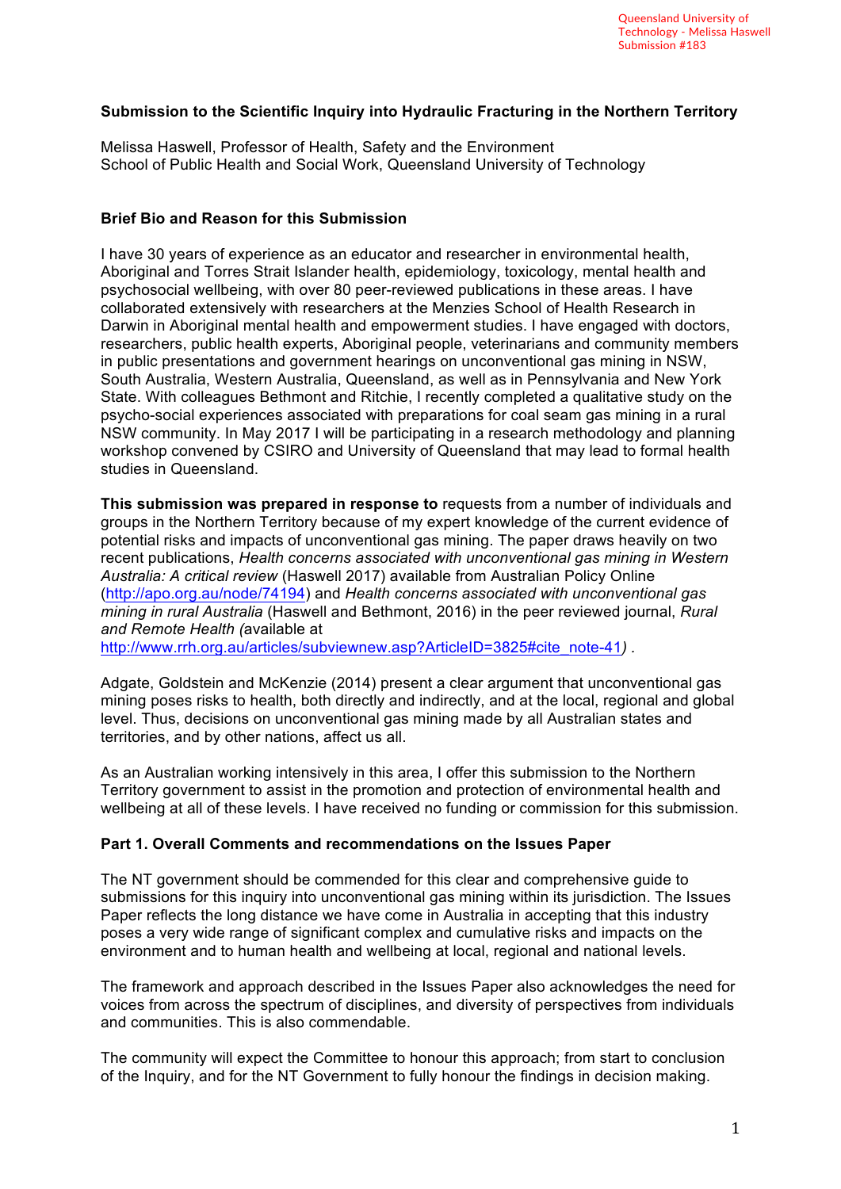Queensland University of Technology - Melissa Haswell Submission #183

**Submission to the Scientific Inquiry into Hydraulic Fracturing in the Northern Territory**

Melissa Haswell, Professor of Health, Safety and the Environment
School of Public Health and Social Work, Queensland University of Technology

**Brief Bio and Reason for this Submission**

I have 30 years of experience as an educator and researcher in environmental health, Aboriginal and Torres Strait Islander health, epidemiology, toxicology, mental health and psychosocial wellbeing, with over 80 peer-reviewed publications in these areas. I have collaborated extensively with researchers at the Menzies School of Health Research in Darwin in Aboriginal mental health and empowerment studies. I have engaged with doctors, researchers, public health experts, Aboriginal people, veterinarians and community members in public presentations and government hearings on unconventional gas mining in NSW, South Australia, Western Australia, Queensland, as well as in Pennsylvania and New York State. With colleagues Bethmont and Ritchie, I recently completed a qualitative study on the psycho-social experiences associated with preparations for coal seam gas mining in a rural NSW community. In May 2017 I will be participating in a research methodology and planning workshop convened by CSIRO and University of Queensland that may lead to formal health studies in Queensland.

**This submission was prepared in response to** requests from a number of individuals and groups in the Northern Territory because of my expert knowledge of the current evidence of potential risks and impacts of unconventional gas mining. The paper draws heavily on two recent publications, *Health concerns associated with unconventional gas mining in Western Australia: A critical review* (Haswell 2017) available from Australian Policy Online (http://apo.org.au/node/74194) and *Health concerns associated with unconventional gas mining in rural Australia* (Haswell and Bethmont, 2016) in the peer reviewed journal, *Rural and Remote Health (*available at http://www.rrh.org.au/articles/subviewnew.asp?ArticleID=3825#cite_note-41*) .*

Adgate, Goldstein and McKenzie (2014) present a clear argument that unconventional gas mining poses risks to health, both directly and indirectly, and at the local, regional and global level. Thus, decisions on unconventional gas mining made by all Australian states and territories, and by other nations, affect us all.

As an Australian working intensively in this area, I offer this submission to the Northern Territory government to assist in the promotion and protection of environmental health and wellbeing at all of these levels. I have received no funding or commission for this submission.

**Part 1. Overall Comments and recommendations on the Issues Paper**

The NT government should be commended for this clear and comprehensive guide to submissions for this inquiry into unconventional gas mining within its jurisdiction. The Issues Paper reflects the long distance we have come in Australia in accepting that this industry poses a very wide range of significant complex and cumulative risks and impacts on the environment and to human health and wellbeing at local, regional and national levels.

The framework and approach described in the Issues Paper also acknowledges the need for voices from across the spectrum of disciplines, and diversity of perspectives from individuals and communities. This is also commendable.

The community will expect the Committee to honour this approach; from start to conclusion of the Inquiry, and for the NT Government to fully honour the findings in decision making.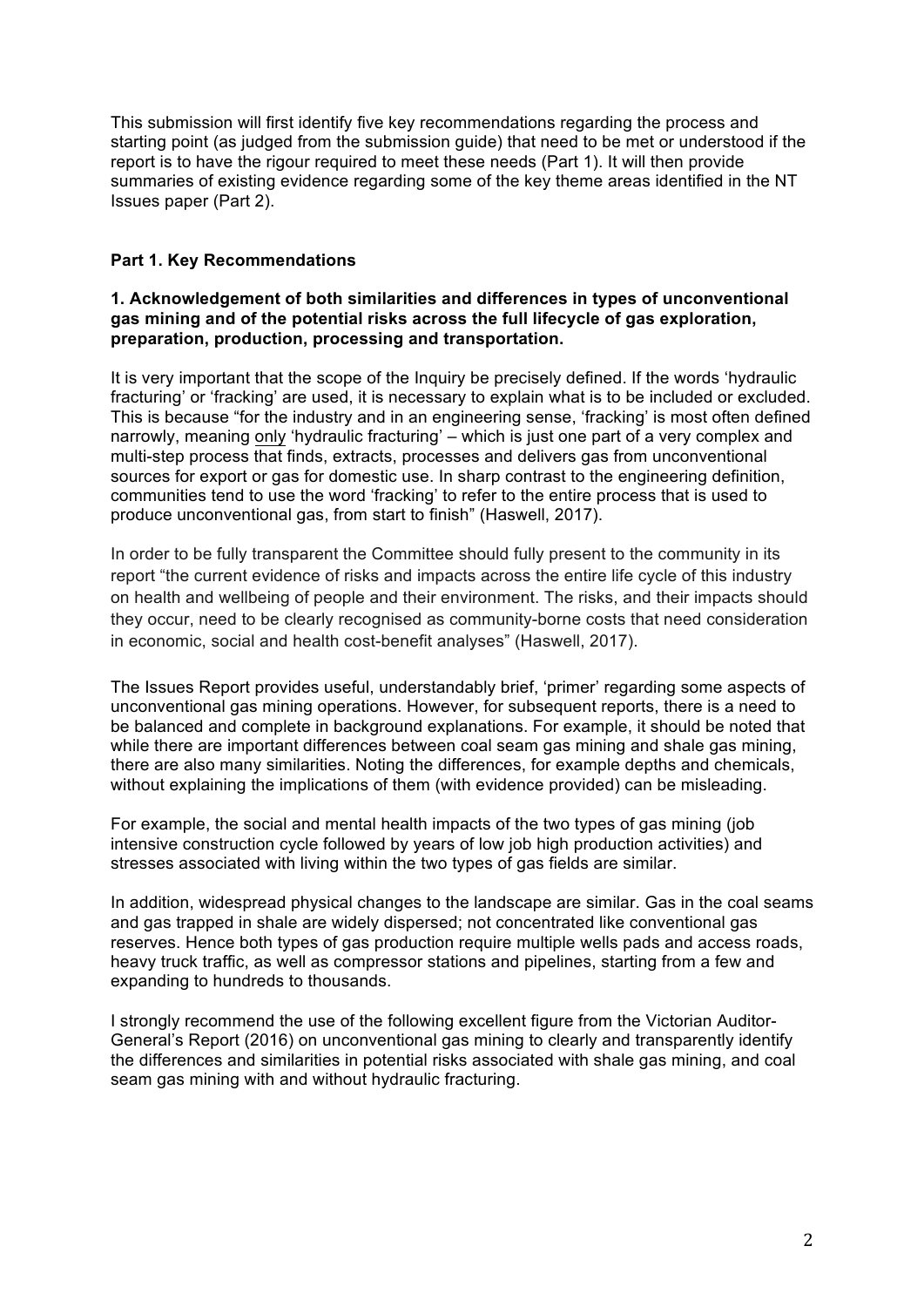This submission will first identify five key recommendations regarding the process and starting point (as judged from the submission guide) that need to be met or understood if the report is to have the rigour required to meet these needs (Part 1). It will then provide summaries of existing evidence regarding some of the key theme areas identified in the NT Issues paper (Part 2).

## Part 1. Key Recommendations

### 1. Acknowledgement of both similarities and differences in types of unconventional gas mining and of the potential risks across the full lifecycle of gas exploration, preparation, production, processing and transportation.

It is very important that the scope of the Inquiry be precisely defined. If the words 'hydraulic fracturing' or 'fracking' are used, it is necessary to explain what is to be included or excluded. This is because "for the industry and in an engineering sense, 'fracking' is most often defined narrowly, meaning <u>only</u> 'hydraulic fracturing' – which is just one part of a very complex and multi-step process that finds, extracts, processes and delivers gas from unconventional sources for export or gas for domestic use. In sharp contrast to the engineering definition, communities tend to use the word 'fracking' to refer to the entire process that is used to produce unconventional gas, from start to finish" (Haswell, 2017).

In order to be fully transparent the Committee should fully present to the community in its report "the current evidence of risks and impacts across the entire life cycle of this industry on health and wellbeing of people and their environment. The risks, and their impacts should they occur, need to be clearly recognised as community-borne costs that need consideration in economic, social and health cost-benefit analyses" (Haswell, 2017).

The Issues Report provides useful, understandably brief, 'primer' regarding some aspects of unconventional gas mining operations. However, for subsequent reports, there is a need to be balanced and complete in background explanations. For example, it should be noted that while there are important differences between coal seam gas mining and shale gas mining, there are also many similarities. Noting the differences, for example depths and chemicals, without explaining the implications of them (with evidence provided) can be misleading.

For example, the social and mental health impacts of the two types of gas mining (job intensive construction cycle followed by years of low job high production activities) and stresses associated with living within the two types of gas fields are similar.

In addition, widespread physical changes to the landscape are similar. Gas in the coal seams and gas trapped in shale are widely dispersed; not concentrated like conventional gas reserves. Hence both types of gas production require multiple wells pads and access roads, heavy truck traffic, as well as compressor stations and pipelines, starting from a few and expanding to hundreds to thousands.

I strongly recommend the use of the following excellent figure from the Victorian Auditor-General's Report (2016) on unconventional gas mining to clearly and transparently identify the differences and similarities in potential risks associated with shale gas mining, and coal seam gas mining with and without hydraulic fracturing.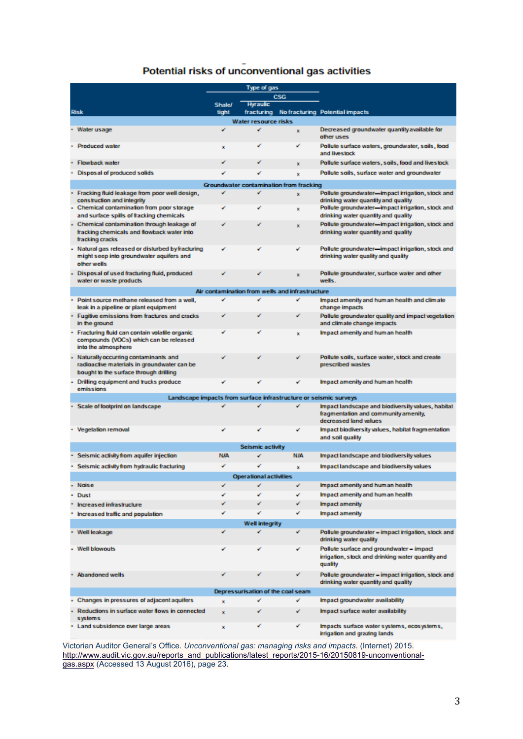## Potential risks of unconventional gas activities

| Risk | Type of gas | | | Potential impacts |
|---|---|---|---|---|
| | Shale/ tight | CSG | | |
| | | Hyraulic fracturing | No fracturing | |
| **Water resource risks** | | | | |
| • Water usage | ✓ | ✓ | x | Decreased groundwater quantity available for other uses |
| • Produced water | x | ✓ | ✓ | Pollute surface waters, groundwater, soils, food and livestock |
| • Flowback water | ✓ | ✓ | x | Pollute surface waters, soils, food and livestock |
| • Disposal of produced solids | ✓ | ✓ | x | Pollute soils, surface water and groundwater |
| **Groundwater contamination from fracking** | | | | |
| • Fracking fluid leakage from poor well design, construction and integrity | ✓ | ✓ | x | Pollute groundwater—impact irrigation, stock and drinking water quantity and quality |
| • Chemical contamination from poor storage and surface spills of fracking chemicals | ✓ | ✓ | x | Pollute groundwater—impact irrigation, stock and drinking water quantity and quality |
| • Chemical contamination through leakage of fracking chemicals and flowback water into fracking cracks | ✓ | ✓ | x | Pollute groundwater—impact irrigation, stock and drinking water quantity and quality |
| • Natural gas released or disturbed by fracturing might seep into groundwater aquifers and other wells | ✓ | ✓ | ✓ | Pollute groundwater—impact irrigation, stock and drinking water quality and quality |
| • Disposal of used fracturing fluid, produced water or waste products | ✓ | ✓ | x | Pollute groundwater, surface water and other wells. |
| **Air contamination from wells and infrastructure** | | | | |
| • Point source methane released from a well, leak in a pipeline or plant equipment | ✓ | ✓ | ✓ | Impact amenity and human health and climate change impacts |
| • Fugitive emissions from fractures and cracks in the ground | ✓ | ✓ | ✓ | Pollute groundwater quality and impact vegetation and climate change impacts |
| • Fracturing fluid can contain volatile organic compounds (VOCs) which can be released into the atmosphere | ✓ | ✓ | x | Impact amenity and human health |
| • Naturally occurring contaminants and radioactive materials in groundwater can be bought to the surface through drilling | ✓ | ✓ | ✓ | Pollute soils, surface water, stock and create prescribed wastes |
| • Drilling equipment and trucks produce emissions | ✓ | ✓ | ✓ | Impact amenity and human health |
| **Landscape impacts from surface infrastructure or seismic surveys** | | | | |
| • Scale of footprint on landscape | ✓ | ✓ | ✓ | Impact landscape and biodiversity values, habitat fragmentation and community amenity, decreased land values |
| • Vegetation removal | ✓ | ✓ | ✓ | Impact biodiversity values, habitat fragmentation and soil quality |
| **Seismic activity** | | | | |
| • Seismic activity from aquifer injection | N/A | ✓ | N/A | Impact landscape and biodiversity values |
| • Seismic activity from hydraulic fracturing | ✓ | ✓ | x | Impact landscape and biodiversity values |
| **Operational activities** | | | | |
| • Noise | ✓ | ✓ | ✓ | Impact amenity and human health |
| • Dust | ✓ | ✓ | ✓ | Impact amenity and human health |
| • Increased infrastructure | ✓ | ✓ | ✓ | Impact amenity |
| • Increased traffic and population | ✓ | ✓ | ✓ | Impact amenity |
| **Well integrity** | | | | |
| • Well leakage | ✓ | ✓ | ✓ | Pollute groundwater – impact irrigation, stock and drinking water quality |
| • Well blowouts | ✓ | ✓ | ✓ | Pollute surface and groundwater – impact irrigation, stock and drinking water quantity and quality |
| • Abandoned wells | ✓ | ✓ | ✓ | Pollute groundwater – impact irrigation, stock and drinking water quantity and quality |
| **Depressurisation of the coal seam** | | | | |
| • Changes in pressures of adjacent aquifers | x | ✓ | ✓ | Impact groundwater availability |
| • Reductions in surface water flows in connected systems | x | ✓ | ✓ | Impact surface water availability |
| • Land subsidence over large areas | x | ✓ | ✓ | Impacts surface water systems, ecosystems, irrigation and grazing lands |

Victorian Auditor General's Office. *Unconventional gas: managing risks and impacts.* (Internet) 2015. http://www.audit.vic.gov.au/reports_and_publications/latest_reports/2015-16/20150819-unconventional-gas.aspx (Accessed 13 August 2016), page 23.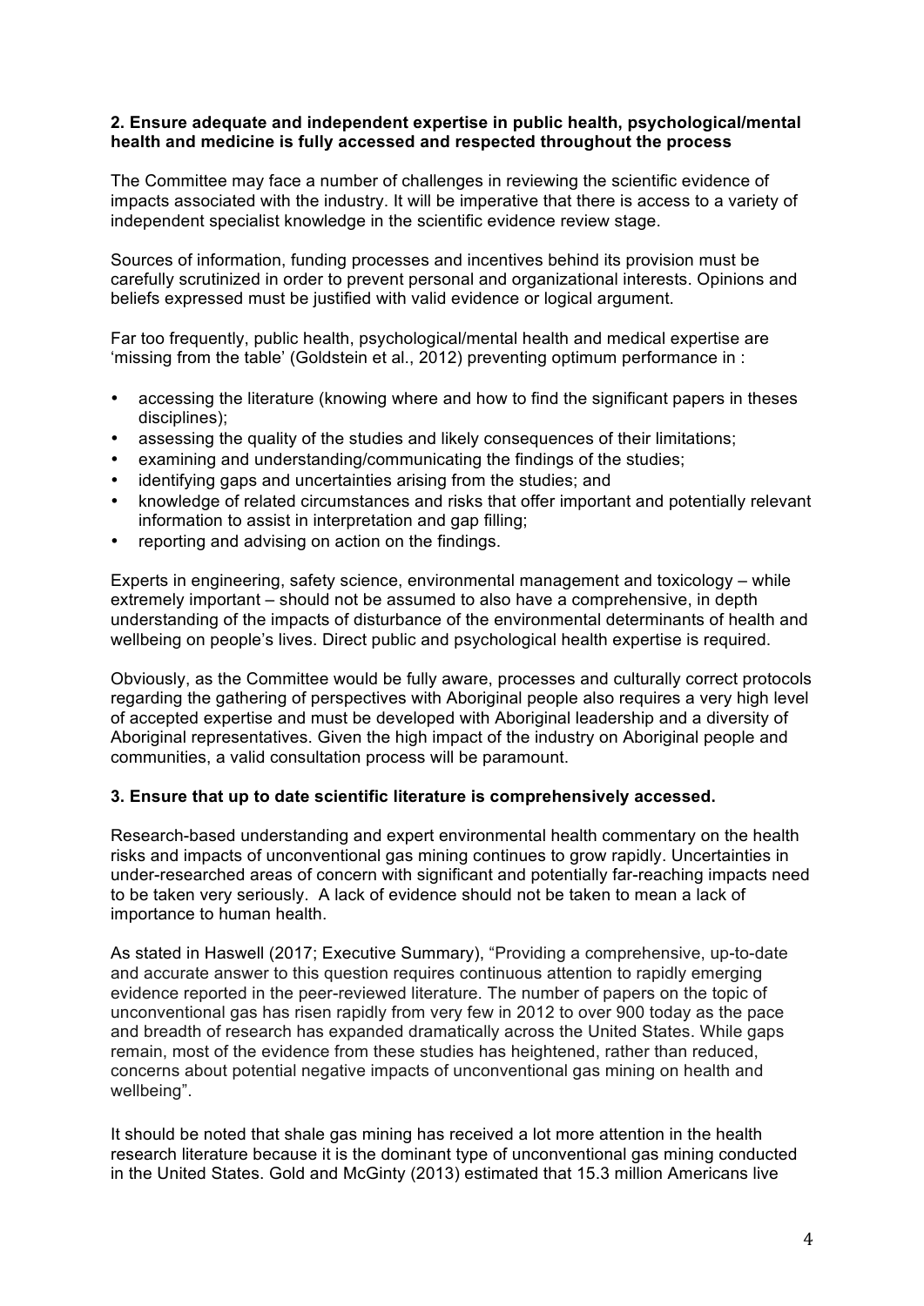**2. Ensure adequate and independent expertise in public health, psychological/mental health and medicine is fully accessed and respected throughout the process**

The Committee may face a number of challenges in reviewing the scientific evidence of impacts associated with the industry. It will be imperative that there is access to a variety of independent specialist knowledge in the scientific evidence review stage.

Sources of information, funding processes and incentives behind its provision must be carefully scrutinized in order to prevent personal and organizational interests. Opinions and beliefs expressed must be justified with valid evidence or logical argument.

Far too frequently, public health, psychological/mental health and medical expertise are 'missing from the table' (Goldstein et al., 2012) preventing optimum performance in :

- accessing the literature (knowing where and how to find the significant papers in theses disciplines);
- assessing the quality of the studies and likely consequences of their limitations;
- examining and understanding/communicating the findings of the studies;
- identifying gaps and uncertainties arising from the studies; and
- knowledge of related circumstances and risks that offer important and potentially relevant information to assist in interpretation and gap filling;
- reporting and advising on action on the findings.

Experts in engineering, safety science, environmental management and toxicology – while extremely important – should not be assumed to also have a comprehensive, in depth understanding of the impacts of disturbance of the environmental determinants of health and wellbeing on people's lives. Direct public and psychological health expertise is required.

Obviously, as the Committee would be fully aware, processes and culturally correct protocols regarding the gathering of perspectives with Aboriginal people also requires a very high level of accepted expertise and must be developed with Aboriginal leadership and a diversity of Aboriginal representatives. Given the high impact of the industry on Aboriginal people and communities, a valid consultation process will be paramount.

**3. Ensure that up to date scientific literature is comprehensively accessed.**

Research-based understanding and expert environmental health commentary on the health risks and impacts of unconventional gas mining continues to grow rapidly. Uncertainties in under-researched areas of concern with significant and potentially far-reaching impacts need to be taken very seriously. A lack of evidence should not be taken to mean a lack of importance to human health.

As stated in Haswell (2017; Executive Summary), "Providing a comprehensive, up-to-date and accurate answer to this question requires continuous attention to rapidly emerging evidence reported in the peer-reviewed literature. The number of papers on the topic of unconventional gas has risen rapidly from very few in 2012 to over 900 today as the pace and breadth of research has expanded dramatically across the United States. While gaps remain, most of the evidence from these studies has heightened, rather than reduced, concerns about potential negative impacts of unconventional gas mining on health and wellbeing".

It should be noted that shale gas mining has received a lot more attention in the health research literature because it is the dominant type of unconventional gas mining conducted in the United States. Gold and McGinty (2013) estimated that 15.3 million Americans live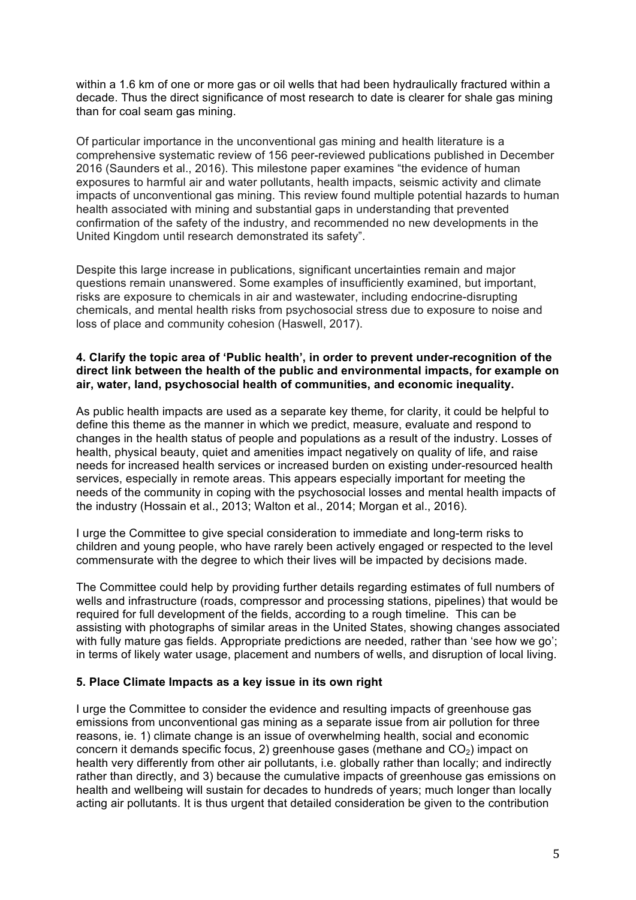within a 1.6 km of one or more gas or oil wells that had been hydraulically fractured within a decade. Thus the direct significance of most research to date is clearer for shale gas mining than for coal seam gas mining.

Of particular importance in the unconventional gas mining and health literature is a comprehensive systematic review of 156 peer-reviewed publications published in December 2016 (Saunders et al., 2016). This milestone paper examines "the evidence of human exposures to harmful air and water pollutants, health impacts, seismic activity and climate impacts of unconventional gas mining. This review found multiple potential hazards to human health associated with mining and substantial gaps in understanding that prevented confirmation of the safety of the industry, and recommended no new developments in the United Kingdom until research demonstrated its safety".

Despite this large increase in publications, significant uncertainties remain and major questions remain unanswered. Some examples of insufficiently examined, but important, risks are exposure to chemicals in air and wastewater, including endocrine-disrupting chemicals, and mental health risks from psychosocial stress due to exposure to noise and loss of place and community cohesion (Haswell, 2017).

**4. Clarify the topic area of 'Public health', in order to prevent under-recognition of the direct link between the health of the public and environmental impacts, for example on air, water, land, psychosocial health of communities, and economic inequality.**

As public health impacts are used as a separate key theme, for clarity, it could be helpful to define this theme as the manner in which we predict, measure, evaluate and respond to changes in the health status of people and populations as a result of the industry. Losses of health, physical beauty, quiet and amenities impact negatively on quality of life, and raise needs for increased health services or increased burden on existing under-resourced health services, especially in remote areas. This appears especially important for meeting the needs of the community in coping with the psychosocial losses and mental health impacts of the industry (Hossain et al., 2013; Walton et al., 2014; Morgan et al., 2016).

I urge the Committee to give special consideration to immediate and long-term risks to children and young people, who have rarely been actively engaged or respected to the level commensurate with the degree to which their lives will be impacted by decisions made.

The Committee could help by providing further details regarding estimates of full numbers of wells and infrastructure (roads, compressor and processing stations, pipelines) that would be required for full development of the fields, according to a rough timeline. This can be assisting with photographs of similar areas in the United States, showing changes associated with fully mature gas fields. Appropriate predictions are needed, rather than 'see how we go'; in terms of likely water usage, placement and numbers of wells, and disruption of local living.

**5. Place Climate Impacts as a key issue in its own right**

I urge the Committee to consider the evidence and resulting impacts of greenhouse gas emissions from unconventional gas mining as a separate issue from air pollution for three reasons, ie. 1) climate change is an issue of overwhelming health, social and economic concern it demands specific focus, 2) greenhouse gases (methane and $CO_2$) impact on health very differently from other air pollutants, i.e. globally rather than locally; and indirectly rather than directly, and 3) because the cumulative impacts of greenhouse gas emissions on health and wellbeing will sustain for decades to hundreds of years; much longer than locally acting air pollutants. It is thus urgent that detailed consideration be given to the contribution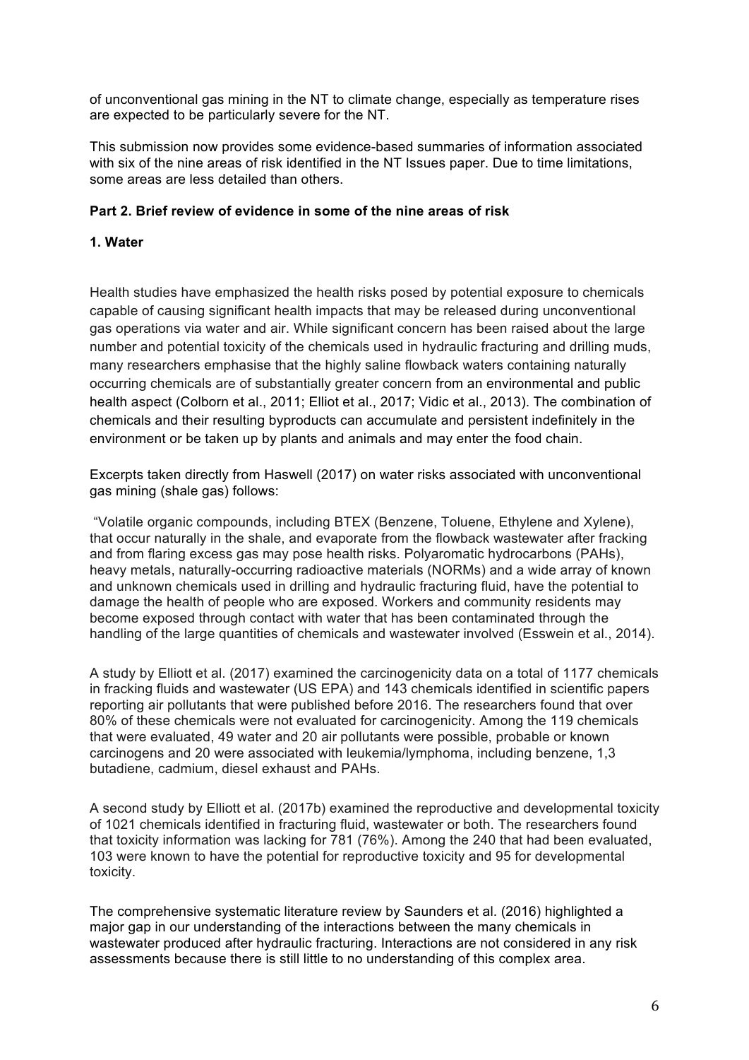of unconventional gas mining in the NT to climate change, especially as temperature rises are expected to be particularly severe for the NT.

This submission now provides some evidence-based summaries of information associated with six of the nine areas of risk identified in the NT Issues paper. Due to time limitations, some areas are less detailed than others.

## Part 2. Brief review of evidence in some of the nine areas of risk

### 1. Water

Health studies have emphasized the health risks posed by potential exposure to chemicals capable of causing significant health impacts that may be released during unconventional gas operations via water and air. While significant concern has been raised about the large number and potential toxicity of the chemicals used in hydraulic fracturing and drilling muds, many researchers emphasise that the highly saline flowback waters containing naturally occurring chemicals are of substantially greater concern from an environmental and public health aspect (Colborn et al., 2011; Elliot et al., 2017; Vidic et al., 2013). The combination of chemicals and their resulting byproducts can accumulate and persistent indefinitely in the environment or be taken up by plants and animals and may enter the food chain.

Excerpts taken directly from Haswell (2017) on water risks associated with unconventional gas mining (shale gas) follows:

"Volatile organic compounds, including BTEX (Benzene, Toluene, Ethylene and Xylene), that occur naturally in the shale, and evaporate from the flowback wastewater after fracking and from flaring excess gas may pose health risks. Polyaromatic hydrocarbons (PAHs), heavy metals, naturally-occurring radioactive materials (NORMs) and a wide array of known and unknown chemicals used in drilling and hydraulic fracturing fluid, have the potential to damage the health of people who are exposed. Workers and community residents may become exposed through contact with water that has been contaminated through the handling of the large quantities of chemicals and wastewater involved (Esswein et al., 2014).

A study by Elliott et al. (2017) examined the carcinogenicity data on a total of 1177 chemicals in fracking fluids and wastewater (US EPA) and 143 chemicals identified in scientific papers reporting air pollutants that were published before 2016. The researchers found that over 80% of these chemicals were not evaluated for carcinogenicity. Among the 119 chemicals that were evaluated, 49 water and 20 air pollutants were possible, probable or known carcinogens and 20 were associated with leukemia/lymphoma, including benzene, 1,3 butadiene, cadmium, diesel exhaust and PAHs.

A second study by Elliott et al. (2017b) examined the reproductive and developmental toxicity of 1021 chemicals identified in fracturing fluid, wastewater or both. The researchers found that toxicity information was lacking for 781 (76%). Among the 240 that had been evaluated, 103 were known to have the potential for reproductive toxicity and 95 for developmental toxicity.

The comprehensive systematic literature review by Saunders et al. (2016) highlighted a major gap in our understanding of the interactions between the many chemicals in wastewater produced after hydraulic fracturing. Interactions are not considered in any risk assessments because there is still little to no understanding of this complex area.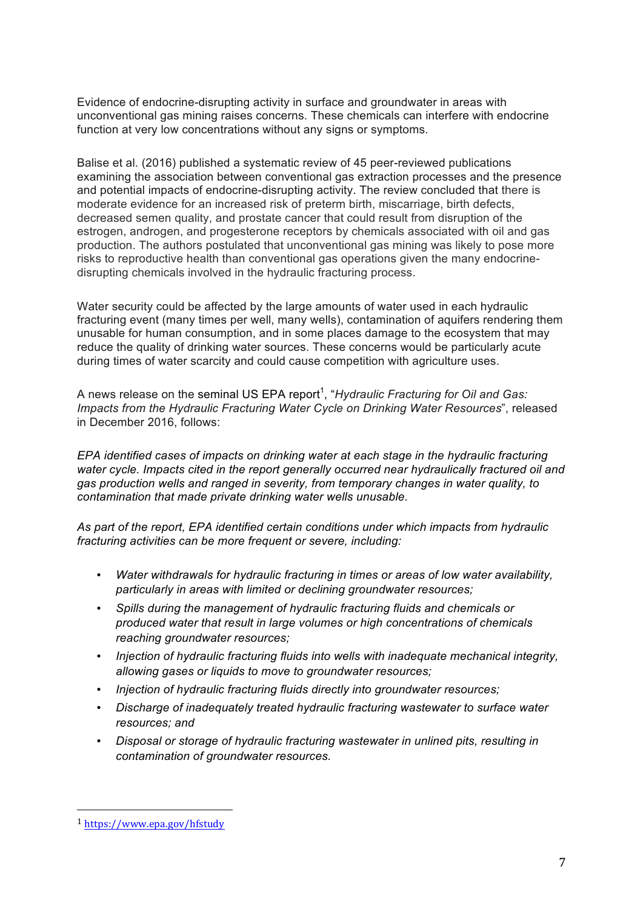Evidence of endocrine-disrupting activity in surface and groundwater in areas with unconventional gas mining raises concerns. These chemicals can interfere with endocrine function at very low concentrations without any signs or symptoms.

Balise et al. (2016) published a systematic review of 45 peer-reviewed publications examining the association between conventional gas extraction processes and the presence and potential impacts of endocrine-disrupting activity. The review concluded that there is moderate evidence for an increased risk of preterm birth, miscarriage, birth defects, decreased semen quality, and prostate cancer that could result from disruption of the estrogen, androgen, and progesterone receptors by chemicals associated with oil and gas production. The authors postulated that unconventional gas mining was likely to pose more risks to reproductive health than conventional gas operations given the many endocrine-disrupting chemicals involved in the hydraulic fracturing process.

Water security could be affected by the large amounts of water used in each hydraulic fracturing event (many times per well, many wells), contamination of aquifers rendering them unusable for human consumption, and in some places damage to the ecosystem that may reduce the quality of drinking water sources. These concerns would be particularly acute during times of water scarcity and could cause competition with agriculture uses.

A news release on the seminal US EPA report[1], "*Hydraulic Fracturing for Oil and Gas: Impacts from the Hydraulic Fracturing Water Cycle on Drinking Water Resources*", released in December 2016, follows:

*EPA identified cases of impacts on drinking water at each stage in the hydraulic fracturing water cycle. Impacts cited in the report generally occurred near hydraulically fractured oil and gas production wells and ranged in severity, from temporary changes in water quality, to contamination that made private drinking water wells unusable.*

*As part of the report, EPA identified certain conditions under which impacts from hydraulic fracturing activities can be more frequent or severe, including:*

- *Water withdrawals for hydraulic fracturing in times or areas of low water availability, particularly in areas with limited or declining groundwater resources;*
- *Spills during the management of hydraulic fracturing fluids and chemicals or produced water that result in large volumes or high concentrations of chemicals reaching groundwater resources;*
- *Injection of hydraulic fracturing fluids into wells with inadequate mechanical integrity, allowing gases or liquids to move to groundwater resources;*
- *Injection of hydraulic fracturing fluids directly into groundwater resources;*
- *Discharge of inadequately treated hydraulic fracturing wastewater to surface water resources; and*
- *Disposal or storage of hydraulic fracturing wastewater in unlined pits, resulting in contamination of groundwater resources.*

---

[1] https://www.epa.gov/hfstudy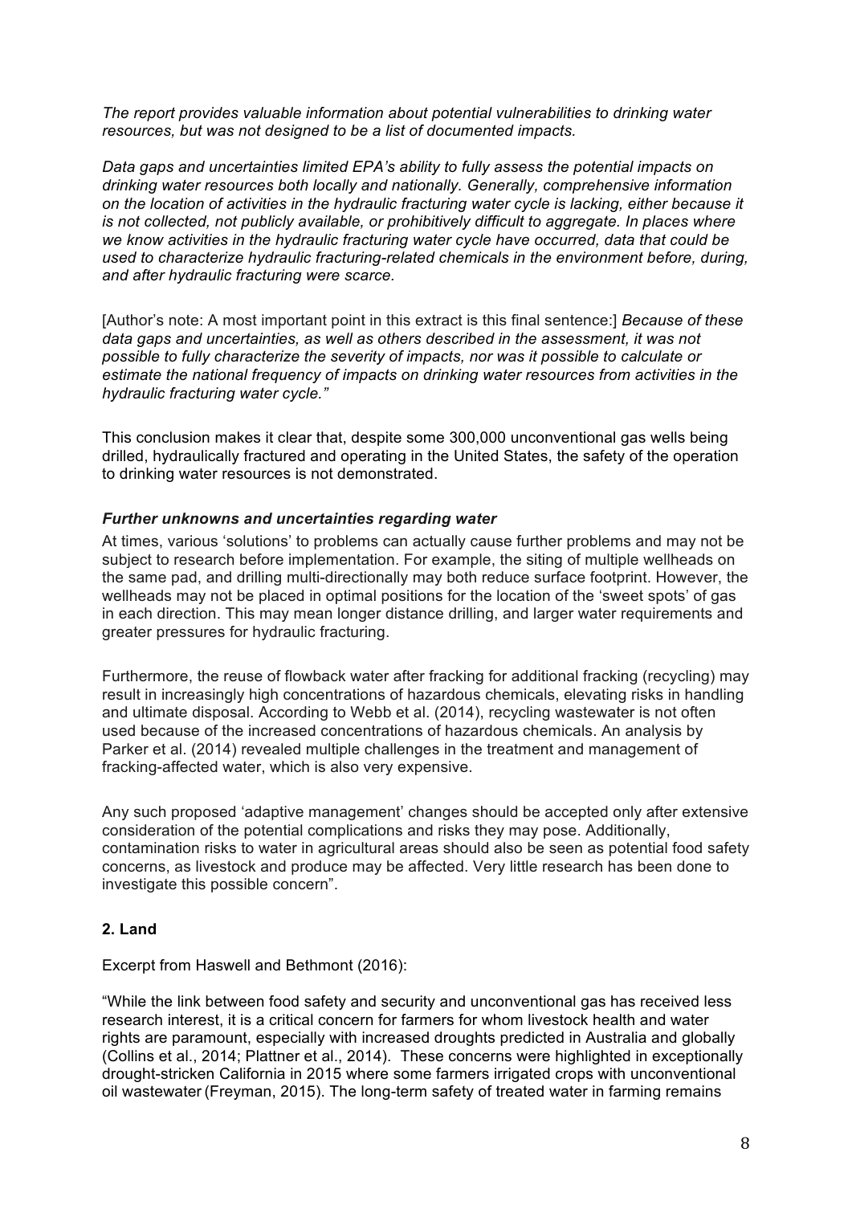*The report provides valuable information about potential vulnerabilities to drinking water resources, but was not designed to be a list of documented impacts.*

*Data gaps and uncertainties limited EPA's ability to fully assess the potential impacts on drinking water resources both locally and nationally. Generally, comprehensive information on the location of activities in the hydraulic fracturing water cycle is lacking, either because it is not collected, not publicly available, or prohibitively difficult to aggregate. In places where we know activities in the hydraulic fracturing water cycle have occurred, data that could be used to characterize hydraulic fracturing-related chemicals in the environment before, during, and after hydraulic fracturing were scarce.*

[Author's note: A most important point in this extract is this final sentence:] *Because of these data gaps and uncertainties, as well as others described in the assessment, it was not possible to fully characterize the severity of impacts, nor was it possible to calculate or estimate the national frequency of impacts on drinking water resources from activities in the hydraulic fracturing water cycle."*

This conclusion makes it clear that, despite some 300,000 unconventional gas wells being drilled, hydraulically fractured and operating in the United States, the safety of the operation to drinking water resources is not demonstrated.

***Further unknowns and uncertainties regarding water***

At times, various 'solutions' to problems can actually cause further problems and may not be subject to research before implementation. For example, the siting of multiple wellheads on the same pad, and drilling multi-directionally may both reduce surface footprint. However, the wellheads may not be placed in optimal positions for the location of the 'sweet spots' of gas in each direction. This may mean longer distance drilling, and larger water requirements and greater pressures for hydraulic fracturing.

Furthermore, the reuse of flowback water after fracking for additional fracking (recycling) may result in increasingly high concentrations of hazardous chemicals, elevating risks in handling and ultimate disposal. According to Webb et al. (2014), recycling wastewater is not often used because of the increased concentrations of hazardous chemicals. An analysis by Parker et al. (2014) revealed multiple challenges in the treatment and management of fracking-affected water, which is also very expensive.

Any such proposed 'adaptive management' changes should be accepted only after extensive consideration of the potential complications and risks they may pose. Additionally, contamination risks to water in agricultural areas should also be seen as potential food safety concerns, as livestock and produce may be affected. Very little research has been done to investigate this possible concern".

**2. Land**

Excerpt from Haswell and Bethmont (2016):

"While the link between food safety and security and unconventional gas has received less research interest, it is a critical concern for farmers for whom livestock health and water rights are paramount, especially with increased droughts predicted in Australia and globally (Collins et al., 2014; Plattner et al., 2014). These concerns were highlighted in exceptionally drought-stricken California in 2015 where some farmers irrigated crops with unconventional oil wastewater (Freyman, 2015). The long-term safety of treated water in farming remains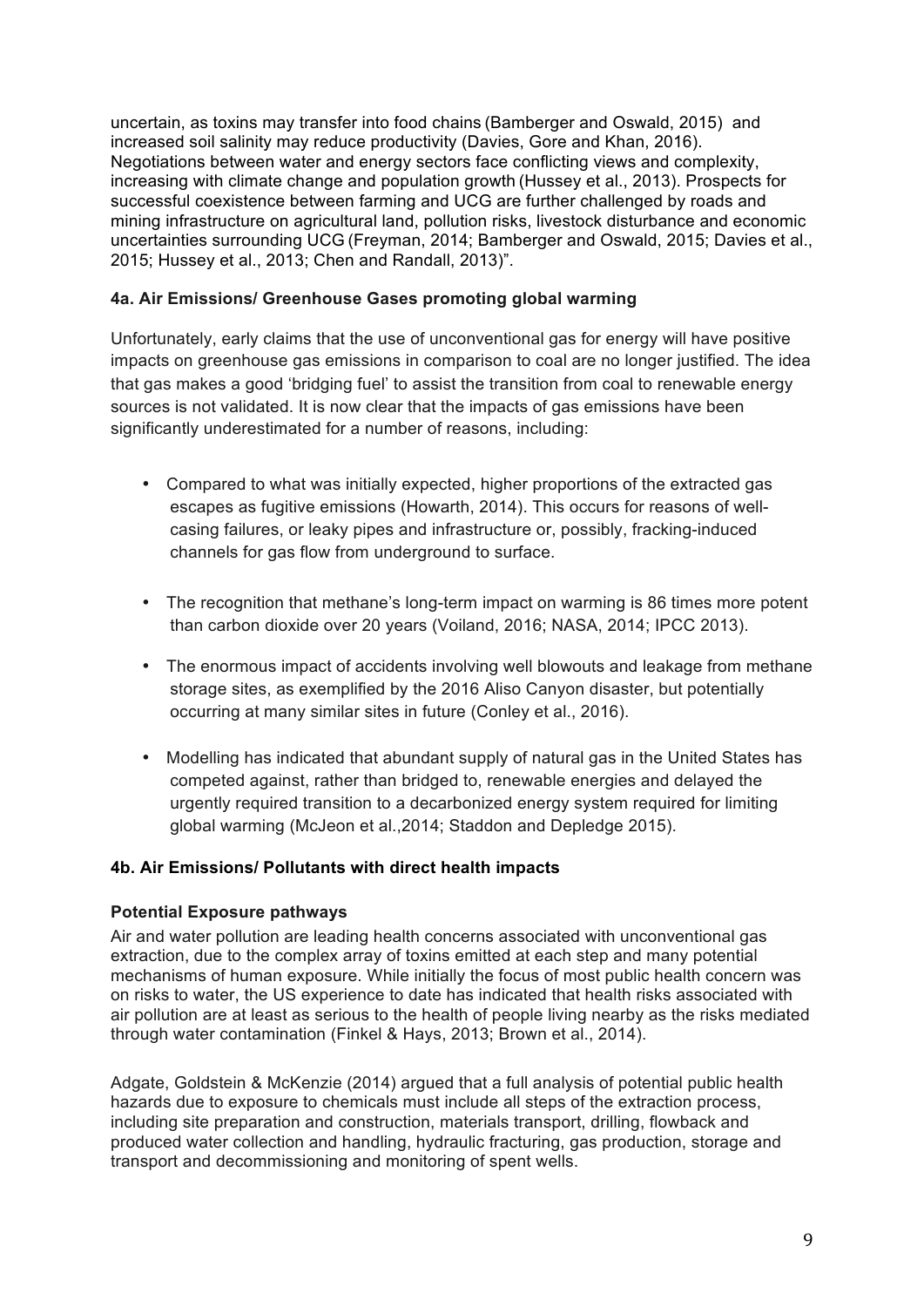uncertain, as toxins may transfer into food chains (Bamberger and Oswald, 2015) and increased soil salinity may reduce productivity (Davies, Gore and Khan, 2016). Negotiations between water and energy sectors face conflicting views and complexity, increasing with climate change and population growth (Hussey et al., 2013). Prospects for successful coexistence between farming and UCG are further challenged by roads and mining infrastructure on agricultural land, pollution risks, livestock disturbance and economic uncertainties surrounding UCG (Freyman, 2014; Bamberger and Oswald, 2015; Davies et al., 2015; Hussey et al., 2013; Chen and Randall, 2013)".

### 4a. Air Emissions/ Greenhouse Gases promoting global warming

Unfortunately, early claims that the use of unconventional gas for energy will have positive impacts on greenhouse gas emissions in comparison to coal are no longer justified. The idea that gas makes a good 'bridging fuel' to assist the transition from coal to renewable energy sources is not validated. It is now clear that the impacts of gas emissions have been significantly underestimated for a number of reasons, including:

- Compared to what was initially expected, higher proportions of the extracted gas escapes as fugitive emissions (Howarth, 2014). This occurs for reasons of well-casing failures, or leaky pipes and infrastructure or, possibly, fracking-induced channels for gas flow from underground to surface.
- The recognition that methane's long-term impact on warming is 86 times more potent than carbon dioxide over 20 years (Voiland, 2016; NASA, 2014; IPCC 2013).
- The enormous impact of accidents involving well blowouts and leakage from methane storage sites, as exemplified by the 2016 Aliso Canyon disaster, but potentially occurring at many similar sites in future (Conley et al., 2016).
- Modelling has indicated that abundant supply of natural gas in the United States has competed against, rather than bridged to, renewable energies and delayed the urgently required transition to a decarbonized energy system required for limiting global warming (McJeon et al.,2014; Staddon and Depledge 2015).

### 4b. Air Emissions/ Pollutants with direct health impacts

#### Potential Exposure pathways

Air and water pollution are leading health concerns associated with unconventional gas extraction, due to the complex array of toxins emitted at each step and many potential mechanisms of human exposure. While initially the focus of most public health concern was on risks to water, the US experience to date has indicated that health risks associated with air pollution are at least as serious to the health of people living nearby as the risks mediated through water contamination (Finkel & Hays, 2013; Brown et al., 2014).

Adgate, Goldstein & McKenzie (2014) argued that a full analysis of potential public health hazards due to exposure to chemicals must include all steps of the extraction process, including site preparation and construction, materials transport, drilling, flowback and produced water collection and handling, hydraulic fracturing, gas production, storage and transport and decommissioning and monitoring of spent wells.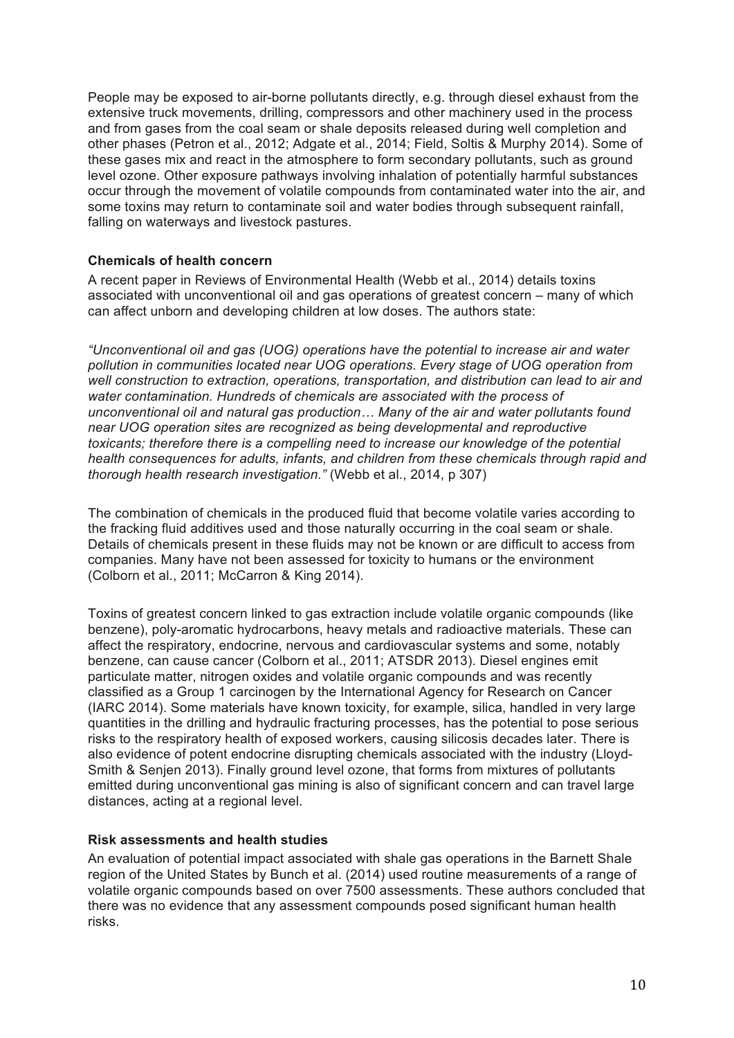People may be exposed to air-borne pollutants directly, e.g. through diesel exhaust from the extensive truck movements, drilling, compressors and other machinery used in the process and from gases from the coal seam or shale deposits released during well completion and other phases (Petron et al., 2012; Adgate et al., 2014; Field, Soltis & Murphy 2014). Some of these gases mix and react in the atmosphere to form secondary pollutants, such as ground level ozone. Other exposure pathways involving inhalation of potentially harmful substances occur through the movement of volatile compounds from contaminated water into the air, and some toxins may return to contaminate soil and water bodies through subsequent rainfall, falling on waterways and livestock pastures.

### Chemicals of health concern

A recent paper in Reviews of Environmental Health (Webb et al., 2014) details toxins associated with unconventional oil and gas operations of greatest concern – many of which can affect unborn and developing children at low doses. The authors state:

*"Unconventional oil and gas (UOG) operations have the potential to increase air and water pollution in communities located near UOG operations. Every stage of UOG operation from well construction to extraction, operations, transportation, and distribution can lead to air and water contamination. Hundreds of chemicals are associated with the process of unconventional oil and natural gas production… Many of the air and water pollutants found near UOG operation sites are recognized as being developmental and reproductive toxicants; therefore there is a compelling need to increase our knowledge of the potential health consequences for adults, infants, and children from these chemicals through rapid and thorough health research investigation."* (Webb et al., 2014, p 307)

The combination of chemicals in the produced fluid that become volatile varies according to the fracking fluid additives used and those naturally occurring in the coal seam or shale. Details of chemicals present in these fluids may not be known or are difficult to access from companies. Many have not been assessed for toxicity to humans or the environment (Colborn et al., 2011; McCarron & King 2014).

Toxins of greatest concern linked to gas extraction include volatile organic compounds (like benzene), poly-aromatic hydrocarbons, heavy metals and radioactive materials. These can affect the respiratory, endocrine, nervous and cardiovascular systems and some, notably benzene, can cause cancer (Colborn et al., 2011; ATSDR 2013). Diesel engines emit particulate matter, nitrogen oxides and volatile organic compounds and was recently classified as a Group 1 carcinogen by the International Agency for Research on Cancer (IARC 2014). Some materials have known toxicity, for example, silica, handled in very large quantities in the drilling and hydraulic fracturing processes, has the potential to pose serious risks to the respiratory health of exposed workers, causing silicosis decades later. There is also evidence of potent endocrine disrupting chemicals associated with the industry (Lloyd-Smith & Senjen 2013). Finally ground level ozone, that forms from mixtures of pollutants emitted during unconventional gas mining is also of significant concern and can travel large distances, acting at a regional level.

### Risk assessments and health studies

An evaluation of potential impact associated with shale gas operations in the Barnett Shale region of the United States by Bunch et al. (2014) used routine measurements of a range of volatile organic compounds based on over 7500 assessments. These authors concluded that there was no evidence that any assessment compounds posed significant human health risks.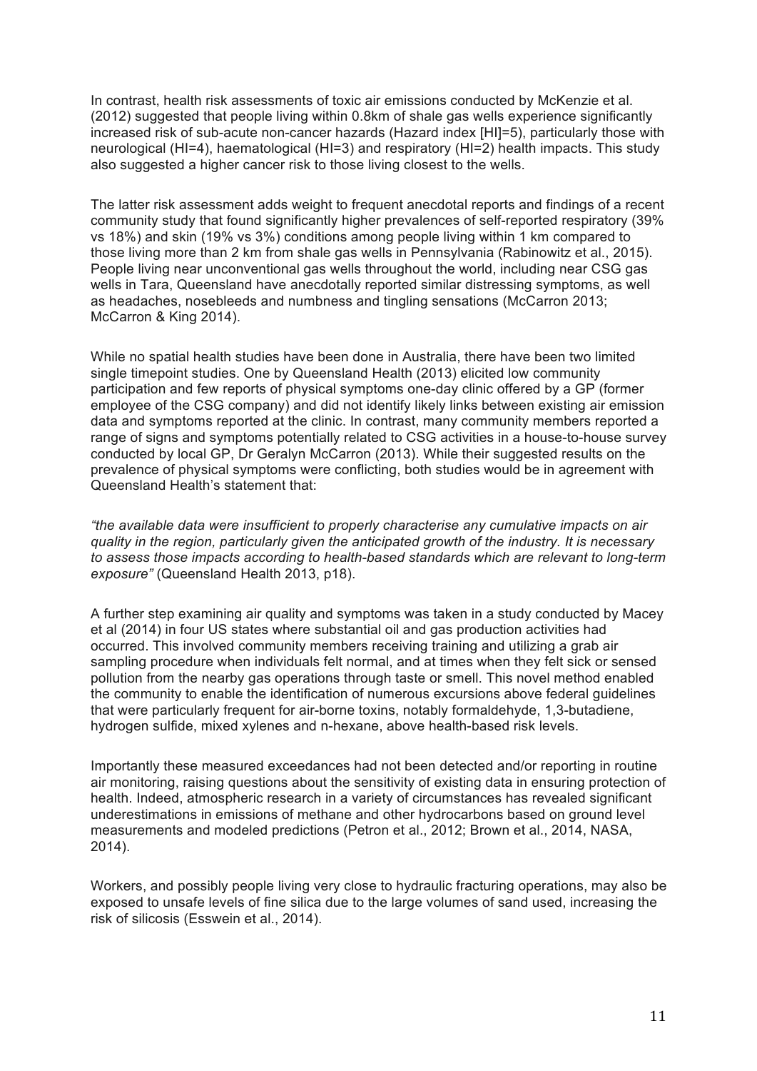In contrast, health risk assessments of toxic air emissions conducted by McKenzie et al. (2012) suggested that people living within 0.8km of shale gas wells experience significantly increased risk of sub-acute non-cancer hazards (Hazard index [HI]=5), particularly those with neurological (HI=4), haematological (HI=3) and respiratory (HI=2) health impacts. This study also suggested a higher cancer risk to those living closest to the wells.

The latter risk assessment adds weight to frequent anecdotal reports and findings of a recent community study that found significantly higher prevalences of self-reported respiratory (39% vs 18%) and skin (19% vs 3%) conditions among people living within 1 km compared to those living more than 2 km from shale gas wells in Pennsylvania (Rabinowitz et al., 2015). People living near unconventional gas wells throughout the world, including near CSG gas wells in Tara, Queensland have anecdotally reported similar distressing symptoms, as well as headaches, nosebleeds and numbness and tingling sensations (McCarron 2013; McCarron & King 2014).

While no spatial health studies have been done in Australia, there have been two limited single timepoint studies. One by Queensland Health (2013) elicited low community participation and few reports of physical symptoms one-day clinic offered by a GP (former employee of the CSG company) and did not identify likely links between existing air emission data and symptoms reported at the clinic. In contrast, many community members reported a range of signs and symptoms potentially related to CSG activities in a house-to-house survey conducted by local GP, Dr Geralyn McCarron (2013). While their suggested results on the prevalence of physical symptoms were conflicting, both studies would be in agreement with Queensland Health's statement that:

*"the available data were insufficient to properly characterise any cumulative impacts on air quality in the region, particularly given the anticipated growth of the industry. It is necessary to assess those impacts according to health-based standards which are relevant to long-term exposure"* (Queensland Health 2013, p18).

A further step examining air quality and symptoms was taken in a study conducted by Macey et al (2014) in four US states where substantial oil and gas production activities had occurred. This involved community members receiving training and utilizing a grab air sampling procedure when individuals felt normal, and at times when they felt sick or sensed pollution from the nearby gas operations through taste or smell. This novel method enabled the community to enable the identification of numerous excursions above federal guidelines that were particularly frequent for air-borne toxins, notably formaldehyde, 1,3-butadiene, hydrogen sulfide, mixed xylenes and n-hexane, above health-based risk levels.

Importantly these measured exceedances had not been detected and/or reporting in routine air monitoring, raising questions about the sensitivity of existing data in ensuring protection of health. Indeed, atmospheric research in a variety of circumstances has revealed significant underestimations in emissions of methane and other hydrocarbons based on ground level measurements and modeled predictions (Petron et al., 2012; Brown et al., 2014, NASA, 2014).

Workers, and possibly people living very close to hydraulic fracturing operations, may also be exposed to unsafe levels of fine silica due to the large volumes of sand used, increasing the risk of silicosis (Esswein et al., 2014).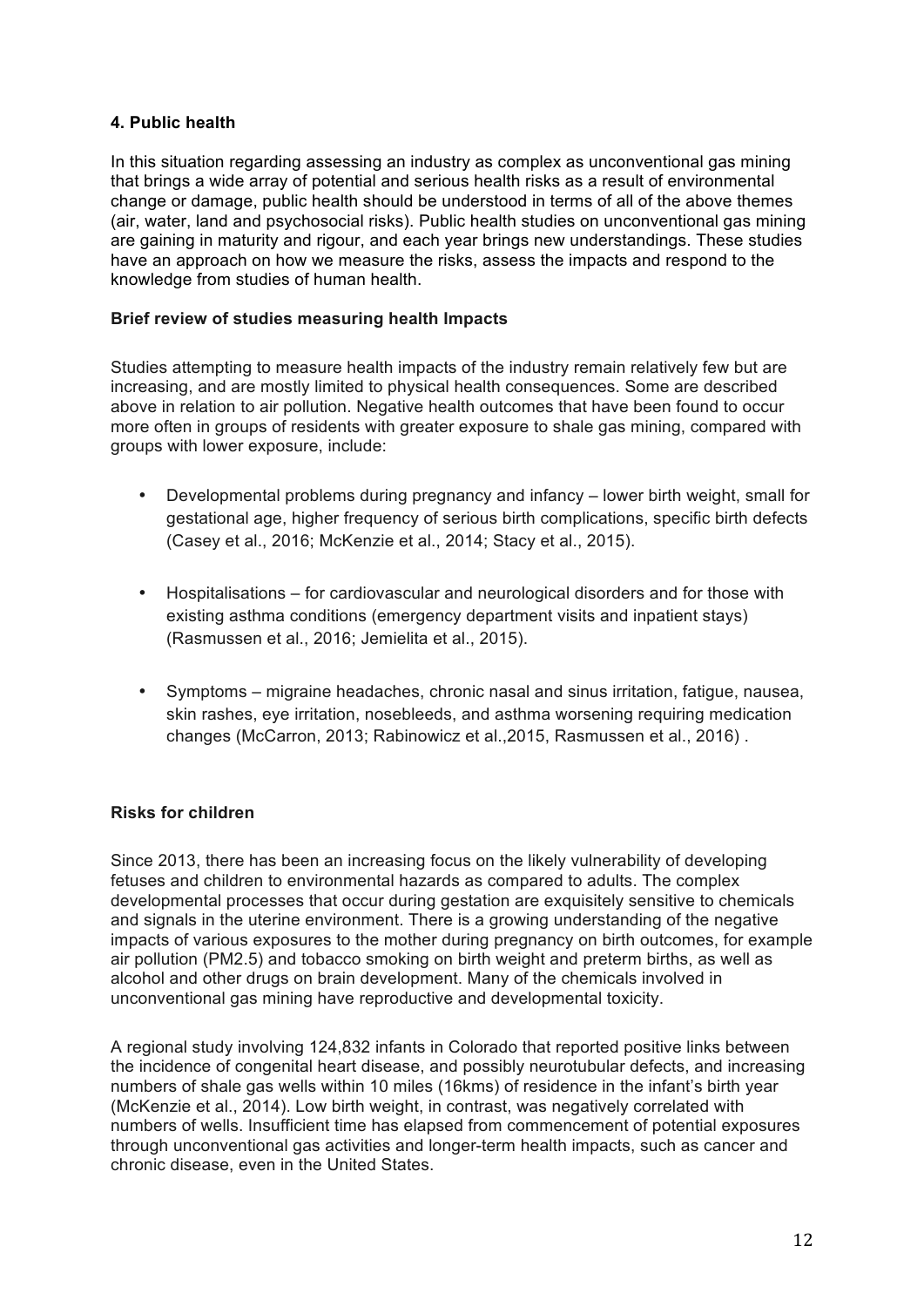## 4. Public health

In this situation regarding assessing an industry as complex as unconventional gas mining that brings a wide array of potential and serious health risks as a result of environmental change or damage, public health should be understood in terms of all of the above themes (air, water, land and psychosocial risks). Public health studies on unconventional gas mining are gaining in maturity and rigour, and each year brings new understandings. These studies have an approach on how we measure the risks, assess the impacts and respond to the knowledge from studies of human health.

### Brief review of studies measuring health Impacts

Studies attempting to measure health impacts of the industry remain relatively few but are increasing, and are mostly limited to physical health consequences. Some are described above in relation to air pollution. Negative health outcomes that have been found to occur more often in groups of residents with greater exposure to shale gas mining, compared with groups with lower exposure, include:

- Developmental problems during pregnancy and infancy – lower birth weight, small for gestational age, higher frequency of serious birth complications, specific birth defects (Casey et al., 2016; McKenzie et al., 2014; Stacy et al., 2015).
- Hospitalisations – for cardiovascular and neurological disorders and for those with existing asthma conditions (emergency department visits and inpatient stays) (Rasmussen et al., 2016; Jemielita et al., 2015).
- Symptoms – migraine headaches, chronic nasal and sinus irritation, fatigue, nausea, skin rashes, eye irritation, nosebleeds, and asthma worsening requiring medication changes (McCarron, 2013; Rabinowicz et al.,2015, Rasmussen et al., 2016) .

### Risks for children

Since 2013, there has been an increasing focus on the likely vulnerability of developing fetuses and children to environmental hazards as compared to adults. The complex developmental processes that occur during gestation are exquisitely sensitive to chemicals and signals in the uterine environment. There is a growing understanding of the negative impacts of various exposures to the mother during pregnancy on birth outcomes, for example air pollution (PM2.5) and tobacco smoking on birth weight and preterm births, as well as alcohol and other drugs on brain development. Many of the chemicals involved in unconventional gas mining have reproductive and developmental toxicity.

A regional study involving 124,832 infants in Colorado that reported positive links between the incidence of congenital heart disease, and possibly neurotubular defects, and increasing numbers of shale gas wells within 10 miles (16kms) of residence in the infant's birth year (McKenzie et al., 2014). Low birth weight, in contrast, was negatively correlated with numbers of wells. Insufficient time has elapsed from commencement of potential exposures through unconventional gas activities and longer-term health impacts, such as cancer and chronic disease, even in the United States.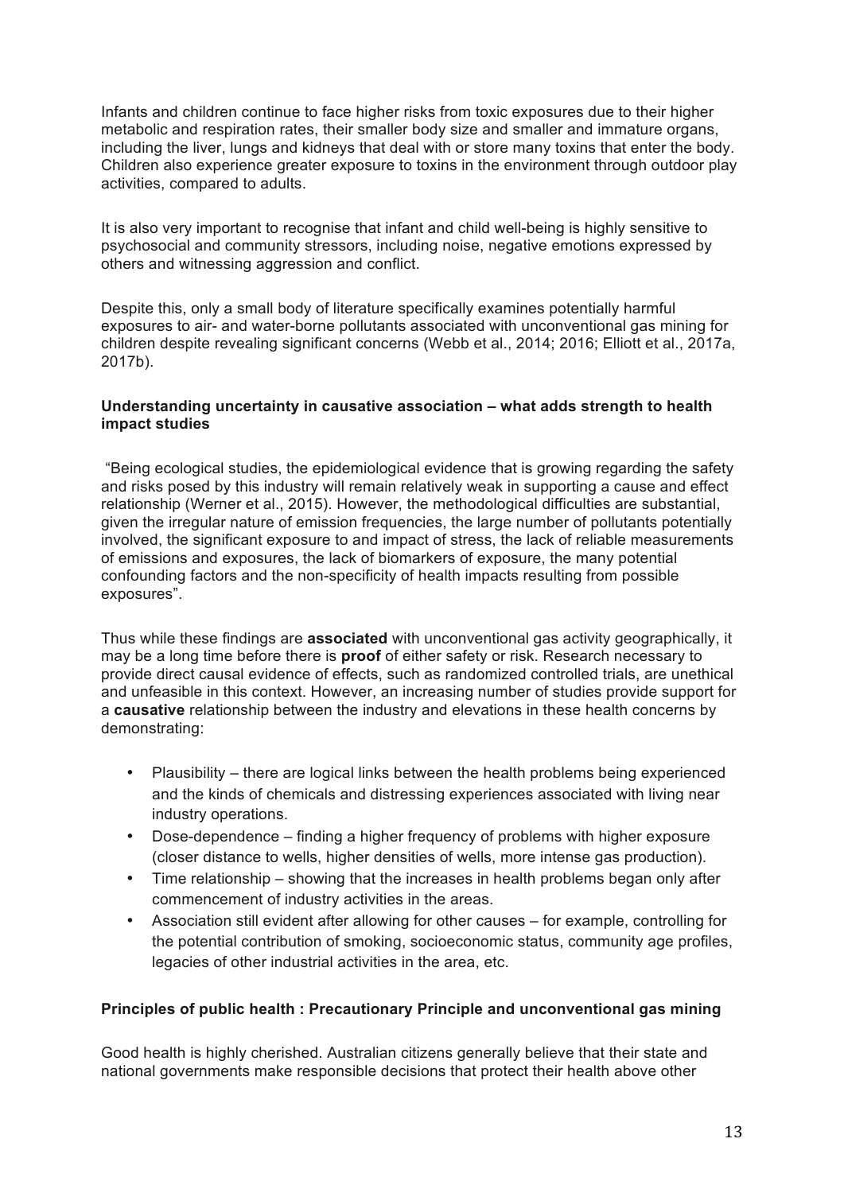Infants and children continue to face higher risks from toxic exposures due to their higher metabolic and respiration rates, their smaller body size and smaller and immature organs, including the liver, lungs and kidneys that deal with or store many toxins that enter the body. Children also experience greater exposure to toxins in the environment through outdoor play activities, compared to adults.

It is also very important to recognise that infant and child well-being is highly sensitive to psychosocial and community stressors, including noise, negative emotions expressed by others and witnessing aggression and conflict.

Despite this, only a small body of literature specifically examines potentially harmful exposures to air- and water-borne pollutants associated with unconventional gas mining for children despite revealing significant concerns (Webb et al., 2014; 2016; Elliott et al., 2017a, 2017b).

**Understanding uncertainty in causative association – what adds strength to health impact studies**

"Being ecological studies, the epidemiological evidence that is growing regarding the safety and risks posed by this industry will remain relatively weak in supporting a cause and effect relationship (Werner et al., 2015). However, the methodological difficulties are substantial, given the irregular nature of emission frequencies, the large number of pollutants potentially involved, the significant exposure to and impact of stress, the lack of reliable measurements of emissions and exposures, the lack of biomarkers of exposure, the many potential confounding factors and the non-specificity of health impacts resulting from possible exposures".

Thus while these findings are **associated** with unconventional gas activity geographically, it may be a long time before there is **proof** of either safety or risk. Research necessary to provide direct causal evidence of effects, such as randomized controlled trials, are unethical and unfeasible in this context. However, an increasing number of studies provide support for a **causative** relationship between the industry and elevations in these health concerns by demonstrating:

- Plausibility – there are logical links between the health problems being experienced and the kinds of chemicals and distressing experiences associated with living near industry operations.
- Dose-dependence – finding a higher frequency of problems with higher exposure (closer distance to wells, higher densities of wells, more intense gas production).
- Time relationship – showing that the increases in health problems began only after commencement of industry activities in the areas.
- Association still evident after allowing for other causes – for example, controlling for the potential contribution of smoking, socioeconomic status, community age profiles, legacies of other industrial activities in the area, etc.

**Principles of public health : Precautionary Principle and unconventional gas mining**

Good health is highly cherished. Australian citizens generally believe that their state and national governments make responsible decisions that protect their health above other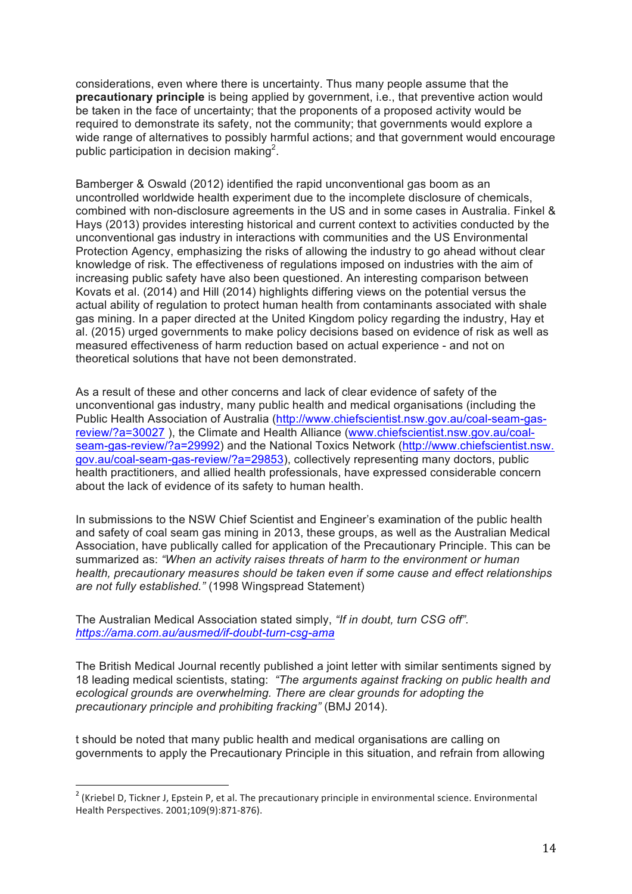considerations, even where there is uncertainty. Thus many people assume that the **precautionary principle** is being applied by government, i.e., that preventive action would be taken in the face of uncertainty; that the proponents of a proposed activity would be required to demonstrate its safety, not the community; that governments would explore a wide range of alternatives to possibly harmful actions; and that government would encourage public participation in decision making[2].

Bamberger & Oswald (2012) identified the rapid unconventional gas boom as an uncontrolled worldwide health experiment due to the incomplete disclosure of chemicals, combined with non-disclosure agreements in the US and in some cases in Australia. Finkel & Hays (2013) provides interesting historical and current context to activities conducted by the unconventional gas industry in interactions with communities and the US Environmental Protection Agency, emphasizing the risks of allowing the industry to go ahead without clear knowledge of risk. The effectiveness of regulations imposed on industries with the aim of increasing public safety have also been questioned. An interesting comparison between Kovats et al. (2014) and Hill (2014) highlights differing views on the potential versus the actual ability of regulation to protect human health from contaminants associated with shale gas mining. In a paper directed at the United Kingdom policy regarding the industry, Hay et al. (2015) urged governments to make policy decisions based on evidence of risk as well as measured effectiveness of harm reduction based on actual experience - and not on theoretical solutions that have not been demonstrated.

As a result of these and other concerns and lack of clear evidence of safety of the unconventional gas industry, many public health and medical organisations (including the Public Health Association of Australia (http://www.chiefscientist.nsw.gov.au/coal-seam-gas-review/?a=30027 ), the Climate and Health Alliance (www.chiefscientist.nsw.gov.au/coal-seam-gas-review/?a=29992) and the National Toxics Network (http://www.chiefscientist.nsw.gov.au/coal-seam-gas-review/?a=29853), collectively representing many doctors, public health practitioners, and allied health professionals, have expressed considerable concern about the lack of evidence of its safety to human health.

In submissions to the NSW Chief Scientist and Engineer's examination of the public health and safety of coal seam gas mining in 2013, these groups, as well as the Australian Medical Association, have publically called for application of the Precautionary Principle. This can be summarized as: *"When an activity raises threats of harm to the environment or human health, precautionary measures should be taken even if some cause and effect relationships are not fully established."* (1998 Wingspread Statement)

The Australian Medical Association stated simply, *"If in doubt, turn CSG off". https://ama.com.au/ausmed/if-doubt-turn-csg-ama*

The British Medical Journal recently published a joint letter with similar sentiments signed by 18 leading medical scientists, stating: *"The arguments against fracking on public health and ecological grounds are overwhelming. There are clear grounds for adopting the precautionary principle and prohibiting fracking"* (BMJ 2014).

t should be noted that many public health and medical organisations are calling on governments to apply the Precautionary Principle in this situation, and refrain from allowing

---

[2] (Kriebel D, Tickner J, Epstein P, et al. The precautionary principle in environmental science. Environmental Health Perspectives. 2001;109(9):871-876).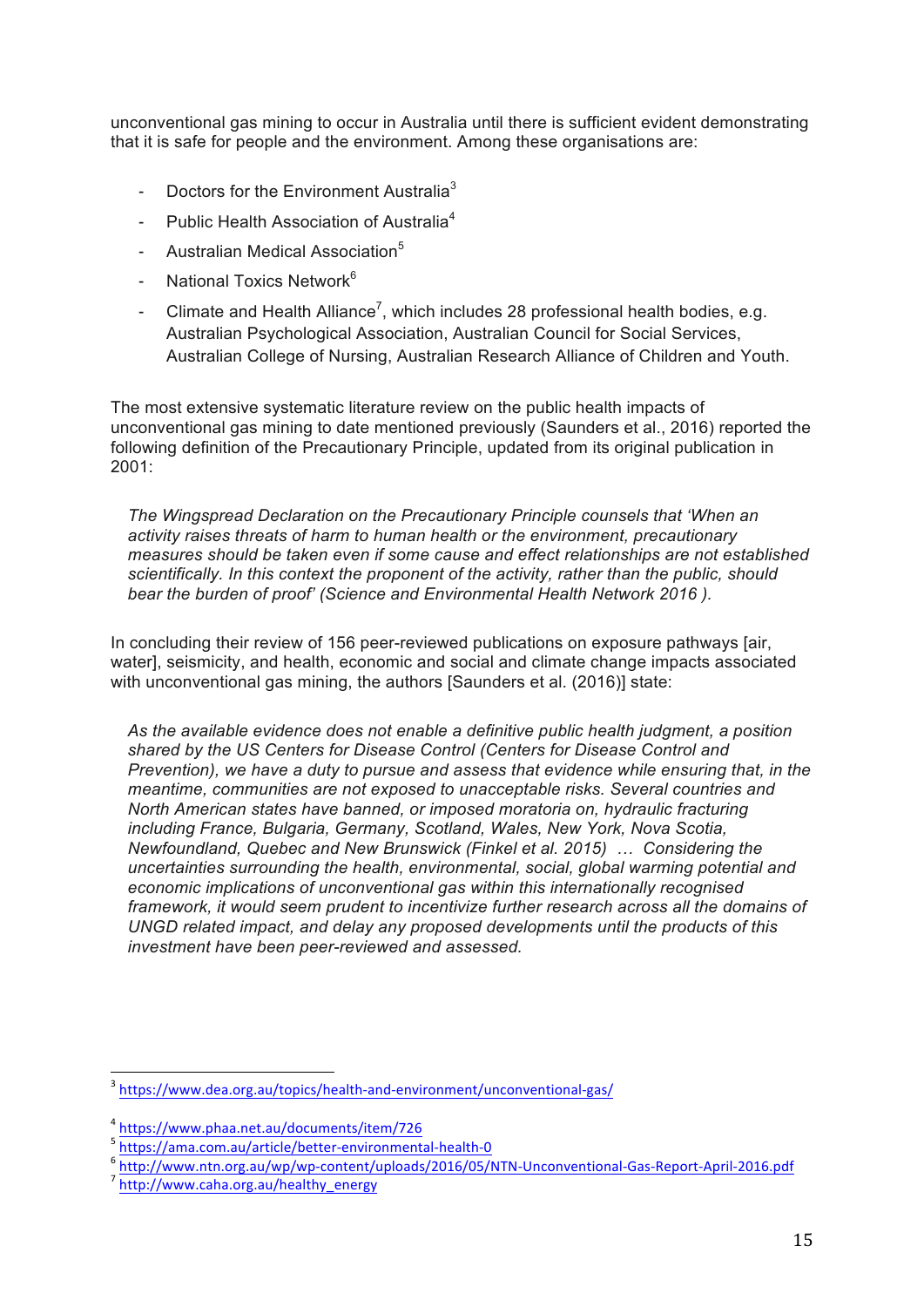unconventional gas mining to occur in Australia until there is sufficient evident demonstrating that it is safe for people and the environment. Among these organisations are:

- Doctors for the Environment Australia[3]
- Public Health Association of Australia[4]
- Australian Medical Association[5]
- National Toxics Network[6]
- Climate and Health Alliance[7], which includes 28 professional health bodies, e.g. Australian Psychological Association, Australian Council for Social Services, Australian College of Nursing, Australian Research Alliance of Children and Youth.

The most extensive systematic literature review on the public health impacts of unconventional gas mining to date mentioned previously (Saunders et al., 2016) reported the following definition of the Precautionary Principle, updated from its original publication in 2001:

> *The Wingspread Declaration on the Precautionary Principle counsels that 'When an activity raises threats of harm to human health or the environment, precautionary measures should be taken even if some cause and effect relationships are not established scientifically. In this context the proponent of the activity, rather than the public, should bear the burden of proof' (Science and Environmental Health Network 2016 ).*

In concluding their review of 156 peer-reviewed publications on exposure pathways [air, water], seismicity, and health, economic and social and climate change impacts associated with unconventional gas mining, the authors [Saunders et al. (2016)] state:

> *As the available evidence does not enable a definitive public health judgment, a position shared by the US Centers for Disease Control (Centers for Disease Control and Prevention), we have a duty to pursue and assess that evidence while ensuring that, in the meantime, communities are not exposed to unacceptable risks. Several countries and North American states have banned, or imposed moratoria on, hydraulic fracturing including France, Bulgaria, Germany, Scotland, Wales, New York, Nova Scotia, Newfoundland, Quebec and New Brunswick (Finkel et al. 2015) … Considering the uncertainties surrounding the health, environmental, social, global warming potential and economic implications of unconventional gas within this internationally recognised framework, it would seem prudent to incentivize further research across all the domains of UNGD related impact, and delay any proposed developments until the products of this investment have been peer-reviewed and assessed.*

---

[3] https://www.dea.org.au/topics/health-and-environment/unconventional-gas/

[4] https://www.phaa.net.au/documents/item/726

[5] https://ama.com.au/article/better-environmental-health-0

[6] http://www.ntn.org.au/wp/wp-content/uploads/2016/05/NTN-Unconventional-Gas-Report-April-2016.pdf

[7] http://www.caha.org.au/healthy_energy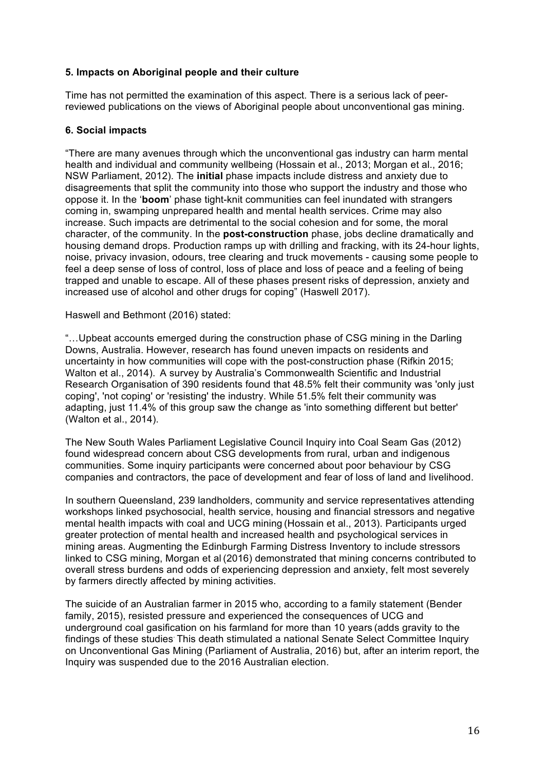### 5. Impacts on Aboriginal people and their culture

Time has not permitted the examination of this aspect. There is a serious lack of peer-reviewed publications on the views of Aboriginal people about unconventional gas mining.

### 6. Social impacts

"There are many avenues through which the unconventional gas industry can harm mental health and individual and community wellbeing (Hossain et al., 2013; Morgan et al., 2016; NSW Parliament, 2012). The **initial** phase impacts include distress and anxiety due to disagreements that split the community into those who support the industry and those who oppose it. In the '**boom**' phase tight-knit communities can feel inundated with strangers coming in, swamping unprepared health and mental health services. Crime may also increase. Such impacts are detrimental to the social cohesion and for some, the moral character, of the community. In the **post-construction** phase, jobs decline dramatically and housing demand drops. Production ramps up with drilling and fracking, with its 24-hour lights, noise, privacy invasion, odours, tree clearing and truck movements - causing some people to feel a deep sense of loss of control, loss of place and loss of peace and a feeling of being trapped and unable to escape. All of these phases present risks of depression, anxiety and increased use of alcohol and other drugs for coping" (Haswell 2017).

Haswell and Bethmont (2016) stated:

"…Upbeat accounts emerged during the construction phase of CSG mining in the Darling Downs, Australia. However, research has found uneven impacts on residents and uncertainty in how communities will cope with the post-construction phase (Rifkin 2015; Walton et al., 2014). A survey by Australia's Commonwealth Scientific and Industrial Research Organisation of 390 residents found that 48.5% felt their community was 'only just coping', 'not coping' or 'resisting' the industry. While 51.5% felt their community was adapting, just 11.4% of this group saw the change as 'into something different but better' (Walton et al., 2014).

The New South Wales Parliament Legislative Council Inquiry into Coal Seam Gas (2012) found widespread concern about CSG developments from rural, urban and indigenous communities. Some inquiry participants were concerned about poor behaviour by CSG companies and contractors, the pace of development and fear of loss of land and livelihood.

In southern Queensland, 239 landholders, community and service representatives attending workshops linked psychosocial, health service, housing and financial stressors and negative mental health impacts with coal and UCG mining (Hossain et al., 2013). Participants urged greater protection of mental health and increased health and psychological services in mining areas. Augmenting the Edinburgh Farming Distress Inventory to include stressors linked to CSG mining, Morgan et al (2016) demonstrated that mining concerns contributed to overall stress burdens and odds of experiencing depression and anxiety, felt most severely by farmers directly affected by mining activities.

The suicide of an Australian farmer in 2015 who, according to a family statement (Bender family, 2015), resisted pressure and experienced the consequences of UCG and underground coal gasification on his farmland for more than 10 years (adds gravity to the findings of these studies. This death stimulated a national Senate Select Committee Inquiry on Unconventional Gas Mining (Parliament of Australia, 2016) but, after an interim report, the Inquiry was suspended due to the 2016 Australian election.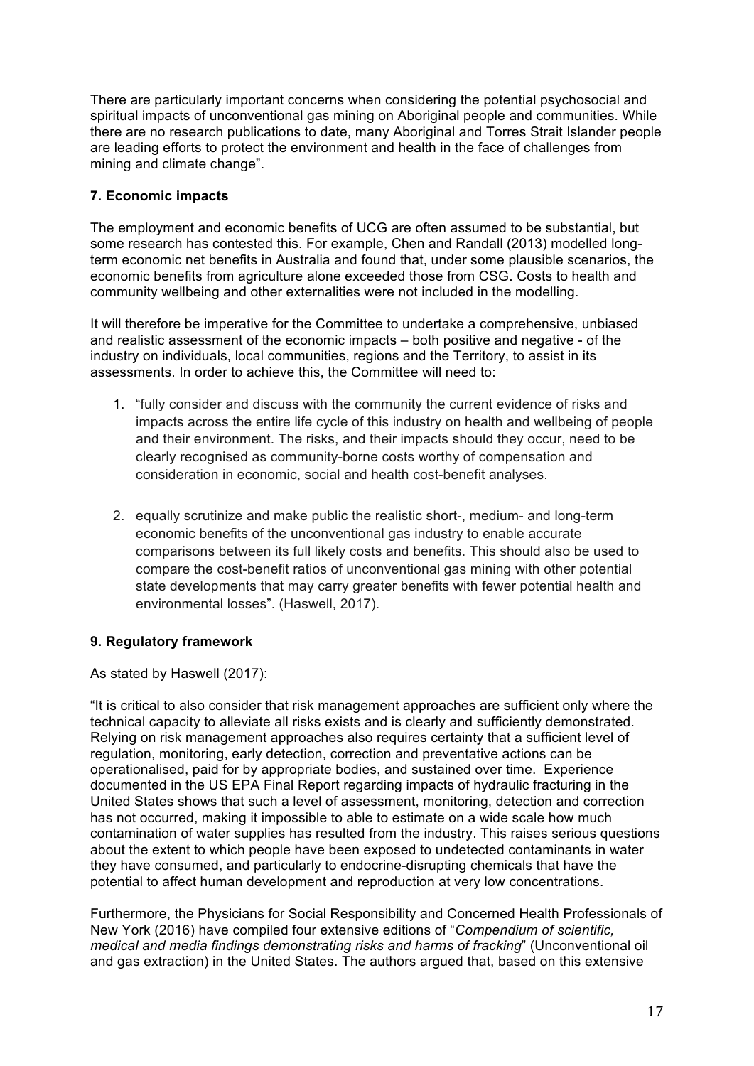There are particularly important concerns when considering the potential psychosocial and spiritual impacts of unconventional gas mining on Aboriginal people and communities. While there are no research publications to date, many Aboriginal and Torres Strait Islander people are leading efforts to protect the environment and health in the face of challenges from mining and climate change".

### 7. Economic impacts

The employment and economic benefits of UCG are often assumed to be substantial, but some research has contested this. For example, Chen and Randall (2013) modelled long-term economic net benefits in Australia and found that, under some plausible scenarios, the economic benefits from agriculture alone exceeded those from CSG. Costs to health and community wellbeing and other externalities were not included in the modelling.

It will therefore be imperative for the Committee to undertake a comprehensive, unbiased and realistic assessment of the economic impacts – both positive and negative - of the industry on individuals, local communities, regions and the Territory, to assist in its assessments. In order to achieve this, the Committee will need to:

1. "fully consider and discuss with the community the current evidence of risks and impacts across the entire life cycle of this industry on health and wellbeing of people and their environment. The risks, and their impacts should they occur, need to be clearly recognised as community-borne costs worthy of compensation and consideration in economic, social and health cost-benefit analyses.

2. equally scrutinize and make public the realistic short-, medium- and long-term economic benefits of the unconventional gas industry to enable accurate comparisons between its full likely costs and benefits. This should also be used to compare the cost-benefit ratios of unconventional gas mining with other potential state developments that may carry greater benefits with fewer potential health and environmental losses". (Haswell, 2017).

### 9. Regulatory framework

As stated by Haswell (2017):

"It is critical to also consider that risk management approaches are sufficient only where the technical capacity to alleviate all risks exists and is clearly and sufficiently demonstrated. Relying on risk management approaches also requires certainty that a sufficient level of regulation, monitoring, early detection, correction and preventative actions can be operationalised, paid for by appropriate bodies, and sustained over time. Experience documented in the US EPA Final Report regarding impacts of hydraulic fracturing in the United States shows that such a level of assessment, monitoring, detection and correction has not occurred, making it impossible to able to estimate on a wide scale how much contamination of water supplies has resulted from the industry. This raises serious questions about the extent to which people have been exposed to undetected contaminants in water they have consumed, and particularly to endocrine-disrupting chemicals that have the potential to affect human development and reproduction at very low concentrations.

Furthermore, the Physicians for Social Responsibility and Concerned Health Professionals of New York (2016) have compiled four extensive editions of "*Compendium of scientific, medical and media findings demonstrating risks and harms of fracking*" (Unconventional oil and gas extraction) in the United States. The authors argued that, based on this extensive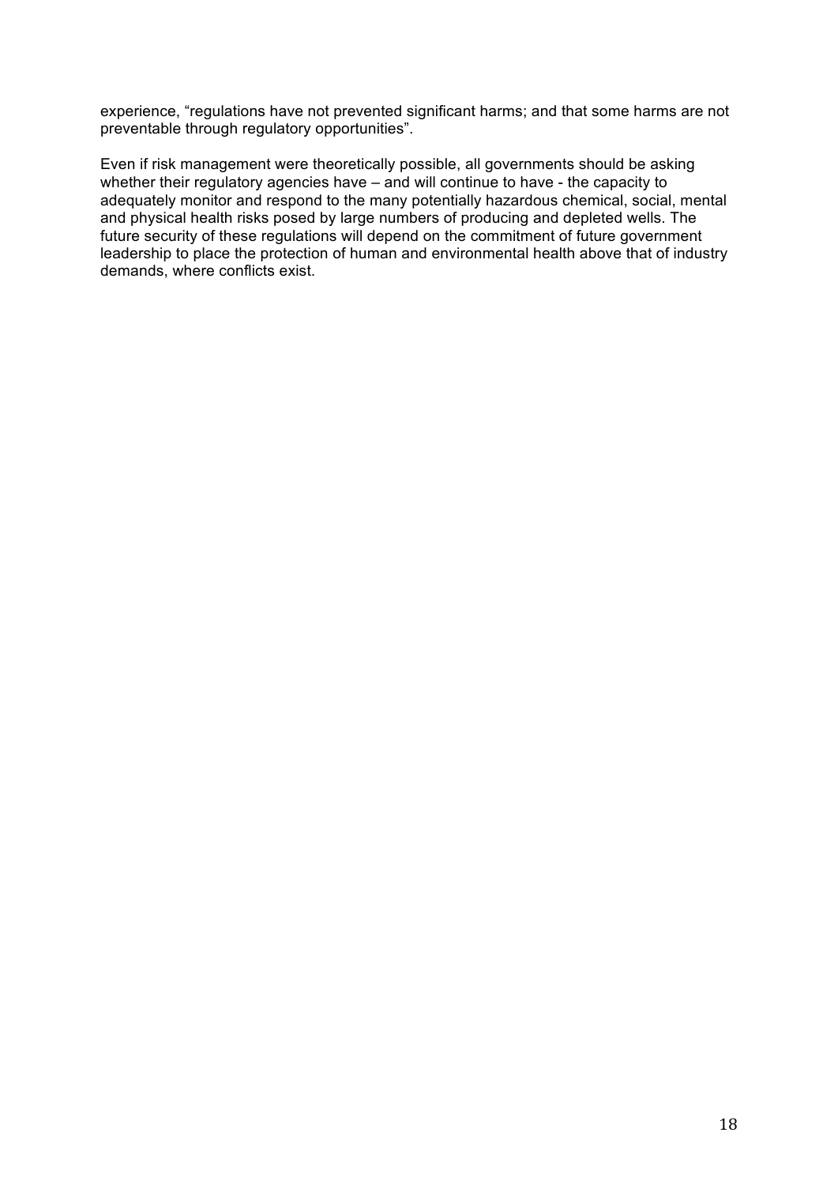experience, “regulations have not prevented significant harms; and that some harms are not preventable through regulatory opportunities”.

Even if risk management were theoretically possible, all governments should be asking whether their regulatory agencies have – and will continue to have - the capacity to adequately monitor and respond to the many potentially hazardous chemical, social, mental and physical health risks posed by large numbers of producing and depleted wells. The future security of these regulations will depend on the commitment of future government leadership to place the protection of human and environmental health above that of industry demands, where conflicts exist.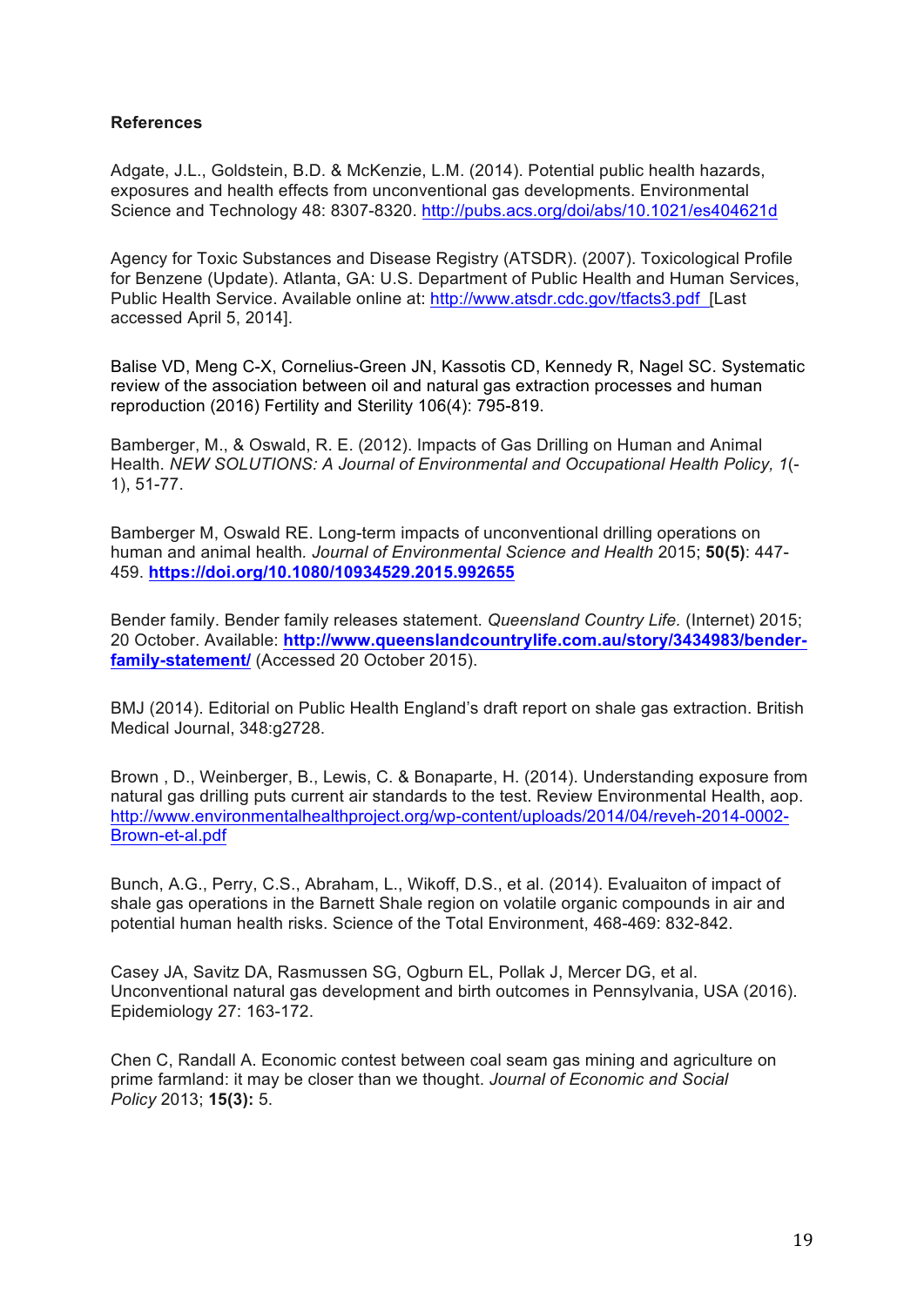**References**

Adgate, J.L., Goldstein, B.D. & McKenzie, L.M. (2014). Potential public health hazards, exposures and health effects from unconventional gas developments. Environmental Science and Technology 48: 8307-8320. http://pubs.acs.org/doi/abs/10.1021/es404621d

Agency for Toxic Substances and Disease Registry (ATSDR). (2007). Toxicological Profile for Benzene (Update). Atlanta, GA: U.S. Department of Public Health and Human Services, Public Health Service. Available online at: http://www.atsdr.cdc.gov/tfacts3.pdf [Last accessed April 5, 2014].

Balise VD, Meng C-X, Cornelius-Green JN, Kassotis CD, Kennedy R, Nagel SC. Systematic review of the association between oil and natural gas extraction processes and human reproduction (2016) Fertility and Sterility 106(4): 795-819.

Bamberger, M., & Oswald, R. E. (2012). Impacts of Gas Drilling on Human and Animal Health. *NEW SOLUTIONS: A Journal of Environmental and Occupational Health Policy, 1*(-1), 51-77.

Bamberger M, Oswald RE. Long-term impacts of unconventional drilling operations on human and animal health. *Journal of Environmental Science and Health* 2015; **50(5)**: 447-459. **https://doi.org/10.1080/10934529.2015.992655**

Bender family. Bender family releases statement. *Queensland Country Life*. (Internet) 2015; 20 October. Available: **http://www.queenslandcountrylife.com.au/story/3434983/bender-family-statement/** (Accessed 20 October 2015).

BMJ (2014). Editorial on Public Health England's draft report on shale gas extraction. British Medical Journal, 348:g2728.

Brown , D., Weinberger, B., Lewis, C. & Bonaparte, H. (2014). Understanding exposure from natural gas drilling puts current air standards to the test. Review Environmental Health, aop. http://www.environmentalhealthproject.org/wp-content/uploads/2014/04/reveh-2014-0002-Brown-et-al.pdf

Bunch, A.G., Perry, C.S., Abraham, L., Wikoff, D.S., et al. (2014). Evaluaiton of impact of shale gas operations in the Barnett Shale region on volatile organic compounds in air and potential human health risks. Science of the Total Environment, 468-469: 832-842.

Casey JA, Savitz DA, Rasmussen SG, Ogburn EL, Pollak J, Mercer DG, et al. Unconventional natural gas development and birth outcomes in Pennsylvania, USA (2016). Epidemiology 27: 163-172.

Chen C, Randall A. Economic contest between coal seam gas mining and agriculture on prime farmland: it may be closer than we thought. *Journal of Economic and Social Policy* 2013; **15(3):** 5.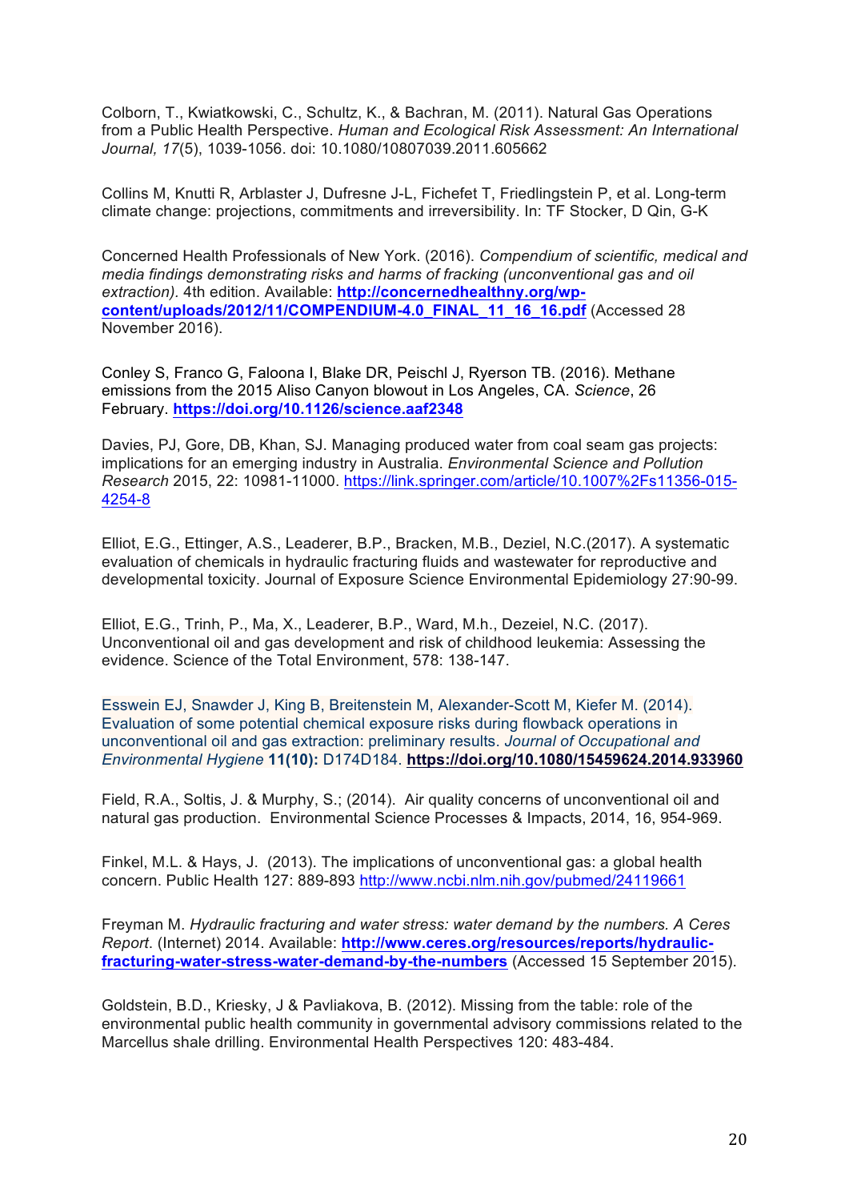Colborn, T., Kwiatkowski, C., Schultz, K., & Bachran, M. (2011). Natural Gas Operations from a Public Health Perspective. *Human and Ecological Risk Assessment: An International Journal, 17*(5), 1039-1056. doi: 10.1080/10807039.2011.605662

Collins M, Knutti R, Arblaster J, Dufresne J-L, Fichefet T, Friedlingstein P, et al. Long-term climate change: projections, commitments and irreversibility. In: TF Stocker, D Qin, G-K

Concerned Health Professionals of New York. (2016). *Compendium of scientific, medical and media findings demonstrating risks and harms of fracking (unconventional gas and oil extraction)*. 4th edition. Available: **http://concernedhealthny.org/wp-content/uploads/2012/11/COMPENDIUM-4.0_FINAL_11_16_16.pdf** (Accessed 28 November 2016).

Conley S, Franco G, Faloona I, Blake DR, Peischl J, Ryerson TB. (2016). Methane emissions from the 2015 Aliso Canyon blowout in Los Angeles, CA. *Science*, 26 February. **https://doi.org/10.1126/science.aaf2348**

Davies, PJ, Gore, DB, Khan, SJ. Managing produced water from coal seam gas projects: implications for an emerging industry in Australia. *Environmental Science and Pollution Research* 2015, 22: 10981-11000. https://link.springer.com/article/10.1007%2Fs11356-015-4254-8

Elliot, E.G., Ettinger, A.S., Leaderer, B.P., Bracken, M.B., Deziel, N.C.(2017). A systematic evaluation of chemicals in hydraulic fracturing fluids and wastewater for reproductive and developmental toxicity. Journal of Exposure Science Environmental Epidemiology 27:90-99.

Elliot, E.G., Trinh, P., Ma, X., Leaderer, B.P., Ward, M.h., Dezeiel, N.C. (2017). Unconventional oil and gas development and risk of childhood leukemia: Assessing the evidence. Science of the Total Environment, 578: 138-147.

Esswein EJ, Snawder J, King B, Breitenstein M, Alexander-Scott M, Kiefer M. (2014). Evaluation of some potential chemical exposure risks during flowback operations in unconventional oil and gas extraction: preliminary results. *Journal of Occupational and Environmental Hygiene* **11(10):** D174D184. **https://doi.org/10.1080/15459624.2014.933960**

Field, R.A., Soltis, J. & Murphy, S.; (2014). Air quality concerns of unconventional oil and natural gas production. Environmental Science Processes & Impacts, 2014, 16, 954-969.

Finkel, M.L. & Hays, J. (2013). The implications of unconventional gas: a global health concern. Public Health 127: 889-893 http://www.ncbi.nlm.nih.gov/pubmed/24119661

Freyman M. *Hydraulic fracturing and water stress: water demand by the numbers. A Ceres Report*. (Internet) 2014. Available: **http://www.ceres.org/resources/reports/hydraulic-fracturing-water-stress-water-demand-by-the-numbers** (Accessed 15 September 2015).

Goldstein, B.D., Kriesky, J & Pavliakova, B. (2012). Missing from the table: role of the environmental public health community in governmental advisory commissions related to the Marcellus shale drilling. Environmental Health Perspectives 120: 483-484.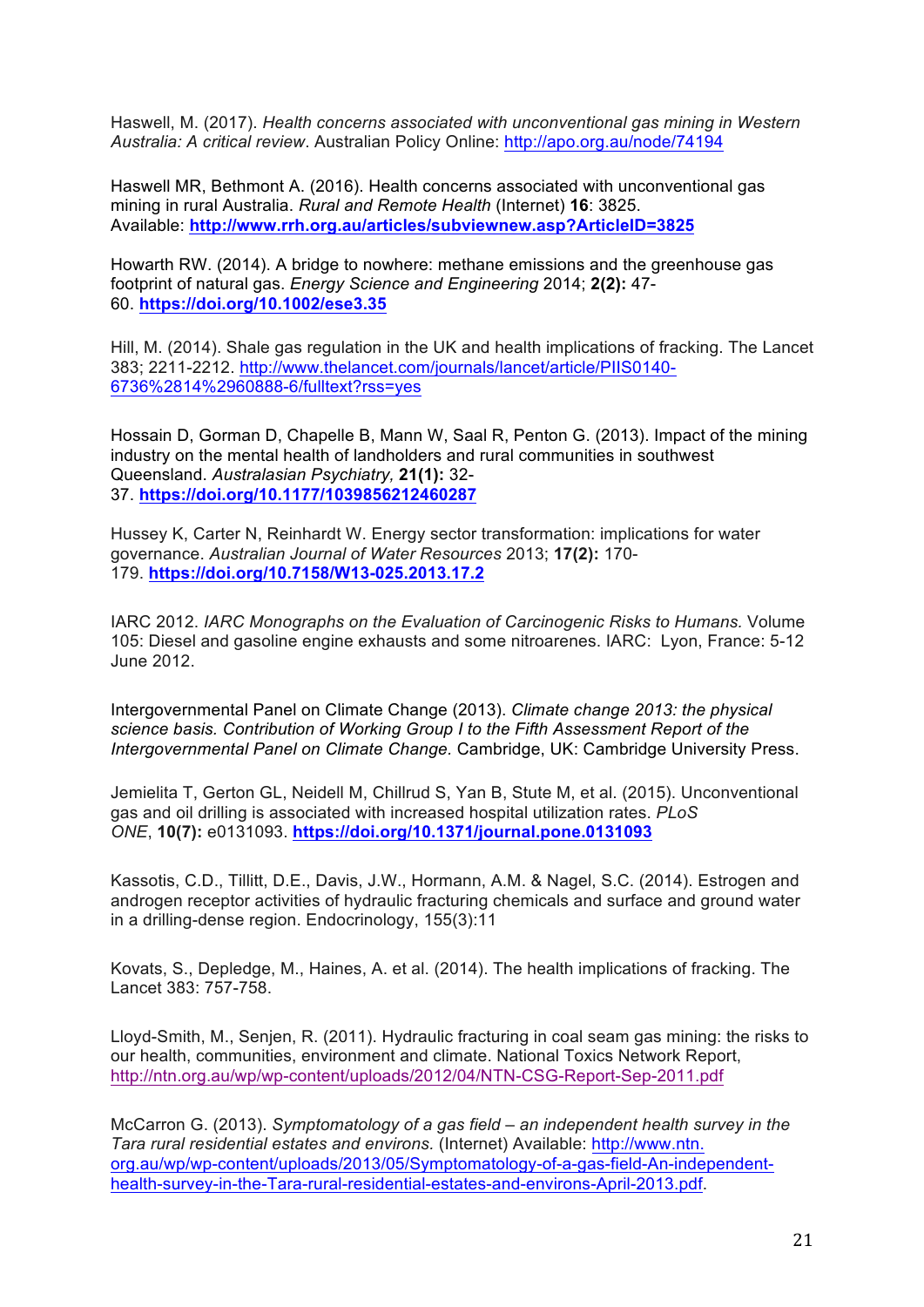Haswell, M. (2017). *Health concerns associated with unconventional gas mining in Western Australia: A critical review*. Australian Policy Online: http://apo.org.au/node/74194

Haswell MR, Bethmont A. (2016). Health concerns associated with unconventional gas mining in rural Australia. *Rural and Remote Health* (Internet) **16**: 3825. Available: **http://www.rrh.org.au/articles/subviewnew.asp?ArticleID=3825**

Howarth RW. (2014). A bridge to nowhere: methane emissions and the greenhouse gas footprint of natural gas. *Energy Science and Engineering* 2014; **2(2):** 47-60. **https://doi.org/10.1002/ese3.35**

Hill, M. (2014). Shale gas regulation in the UK and health implications of fracking. The Lancet 383; 2211-2212. http://www.thelancet.com/journals/lancet/article/PIIS0140-6736%2814%2960888-6/fulltext?rss=yes

Hossain D, Gorman D, Chapelle B, Mann W, Saal R, Penton G. (2013). Impact of the mining industry on the mental health of landholders and rural communities in southwest Queensland. *Australasian Psychiatry,* **21(1):** 32-37. **https://doi.org/10.1177/1039856212460287**

Hussey K, Carter N, Reinhardt W. Energy sector transformation: implications for water governance. *Australian Journal of Water Resources* 2013; **17(2):** 170-179. **https://doi.org/10.7158/W13-025.2013.17.2**

IARC 2012. *IARC Monographs on the Evaluation of Carcinogenic Risks to Humans.* Volume 105: Diesel and gasoline engine exhausts and some nitroarenes. IARC: Lyon, France: 5-12 June 2012.

Intergovernmental Panel on Climate Change (2013). *Climate change 2013: the physical science basis. Contribution of Working Group I to the Fifth Assessment Report of the Intergovernmental Panel on Climate Change.* Cambridge, UK: Cambridge University Press.

Jemielita T, Gerton GL, Neidell M, Chillrud S, Yan B, Stute M, et al. (2015). Unconventional gas and oil drilling is associated with increased hospital utilization rates. *PLoS ONE*, **10(7):** e0131093. **https://doi.org/10.1371/journal.pone.0131093**

Kassotis, C.D., Tillitt, D.E., Davis, J.W., Hormann, A.M. & Nagel, S.C. (2014). Estrogen and androgen receptor activities of hydraulic fracturing chemicals and surface and ground water in a drilling-dense region. Endocrinology, 155(3):11

Kovats, S., Depledge, M., Haines, A. et al. (2014). The health implications of fracking. The Lancet 383: 757-758.

Lloyd-Smith, M., Senjen, R. (2011). Hydraulic fracturing in coal seam gas mining: the risks to our health, communities, environment and climate. National Toxics Network Report, http://ntn.org.au/wp/wp-content/uploads/2012/04/NTN-CSG-Report-Sep-2011.pdf

McCarron G. (2013). *Symptomatology of a gas field – an independent health survey in the Tara rural residential estates and environs.* (Internet) Available: http://www.ntn.org.au/wp/wp-content/uploads/2013/05/Symptomatology-of-a-gas-field-An-independent-health-survey-in-the-Tara-rural-residential-estates-and-environs-April-2013.pdf.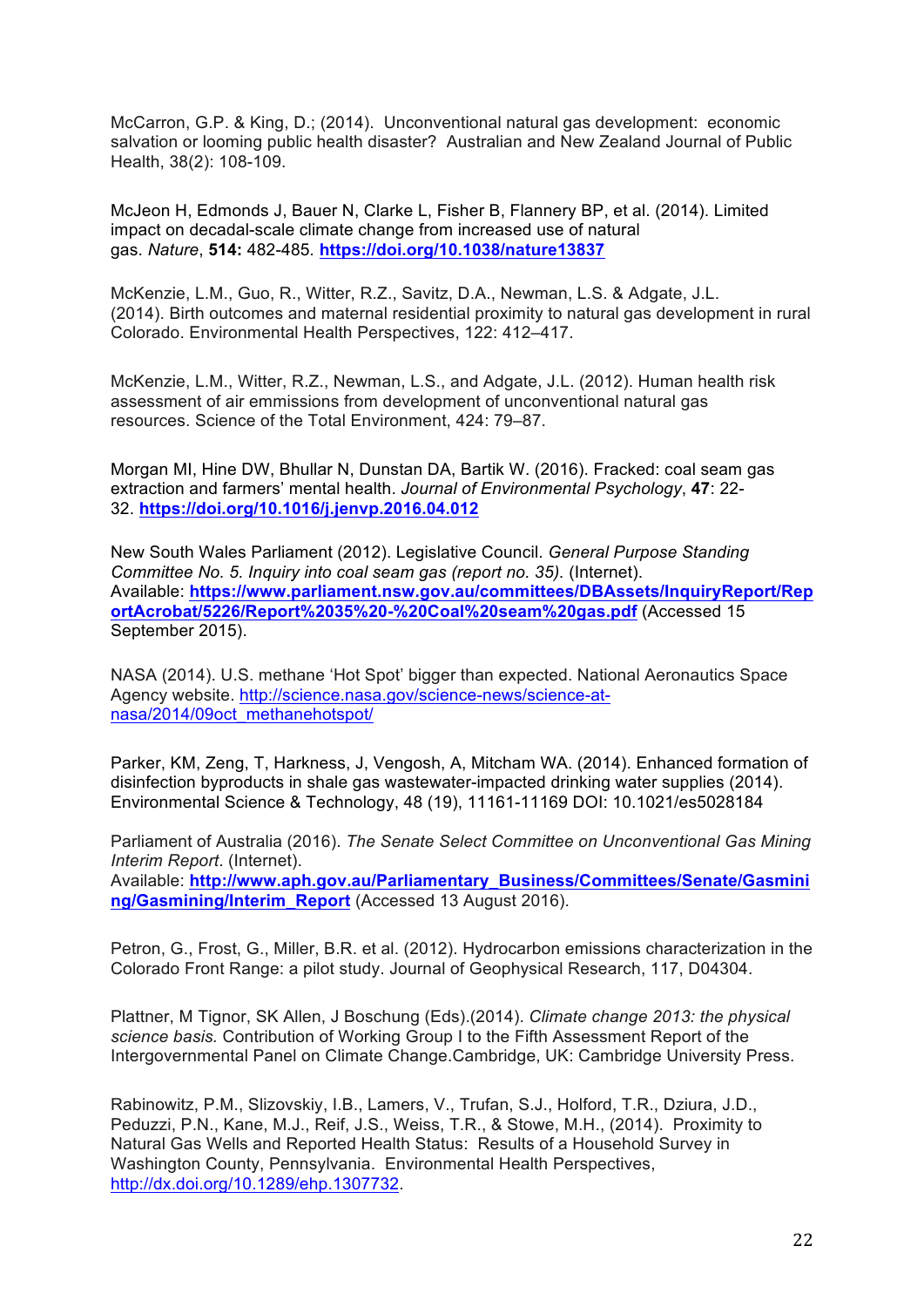McCarron, G.P. & King, D.; (2014). Unconventional natural gas development: economic salvation or looming public health disaster? Australian and New Zealand Journal of Public Health, 38(2): 108-109.

McJeon H, Edmonds J, Bauer N, Clarke L, Fisher B, Flannery BP, et al. (2014). Limited impact on decadal-scale climate change from increased use of natural gas. *Nature*, **514:** 482-485. **https://doi.org/10.1038/nature13837**

McKenzie, L.M., Guo, R., Witter, R.Z., Savitz, D.A., Newman, L.S. & Adgate, J.L. (2014). Birth outcomes and maternal residential proximity to natural gas development in rural Colorado. Environmental Health Perspectives, 122: 412–417.

McKenzie, L.M., Witter, R.Z., Newman, L.S., and Adgate, J.L. (2012). Human health risk assessment of air emmissions from development of unconventional natural gas resources. Science of the Total Environment, 424: 79–87.

Morgan MI, Hine DW, Bhullar N, Dunstan DA, Bartik W. (2016). Fracked: coal seam gas extraction and farmers' mental health. *Journal of Environmental Psychology*, **47**: 22-32. **https://doi.org/10.1016/j.jenvp.2016.04.012**

New South Wales Parliament (2012). Legislative Council. *General Purpose Standing Committee No. 5. Inquiry into coal seam gas (report no. 35).* (Internet). Available: **https://www.parliament.nsw.gov.au/committees/DBAssets/InquiryReport/ReportAcrobat/5226/Report%2035%20-%20Coal%20seam%20gas.pdf** (Accessed 15 September 2015).

NASA (2014). U.S. methane 'Hot Spot' bigger than expected. National Aeronautics Space Agency website. http://science.nasa.gov/science-news/science-at-nasa/2014/09oct_methanehotspot/

Parker, KM, Zeng, T, Harkness, J, Vengosh, A, Mitcham WA. (2014). Enhanced formation of disinfection byproducts in shale gas wastewater-impacted drinking water supplies (2014). Environmental Science & Technology, 48 (19), 11161-11169 DOI: 10.1021/es5028184

Parliament of Australia (2016). *The Senate Select Committee on Unconventional Gas Mining Interim Report*. (Internet). Available: **http://www.aph.gov.au/Parliamentary_Business/Committees/Senate/Gasmining/Gasmining/Interim_Report** (Accessed 13 August 2016).

Petron, G., Frost, G., Miller, B.R. et al. (2012). Hydrocarbon emissions characterization in the Colorado Front Range: a pilot study. Journal of Geophysical Research, 117, D04304.

Plattner, M Tignor, SK Allen, J Boschung (Eds).(2014). *Climate change 2013: the physical science basis.* Contribution of Working Group I to the Fifth Assessment Report of the Intergovernmental Panel on Climate Change.Cambridge, UK: Cambridge University Press.

Rabinowitz, P.M., Slizovskiy, I.B., Lamers, V., Trufan, S.J., Holford, T.R., Dziura, J.D., Peduzzi, P.N., Kane, M.J., Reif, J.S., Weiss, T.R., & Stowe, M.H., (2014). Proximity to Natural Gas Wells and Reported Health Status: Results of a Household Survey in Washington County, Pennsylvania. Environmental Health Perspectives, http://dx.doi.org/10.1289/ehp.1307732.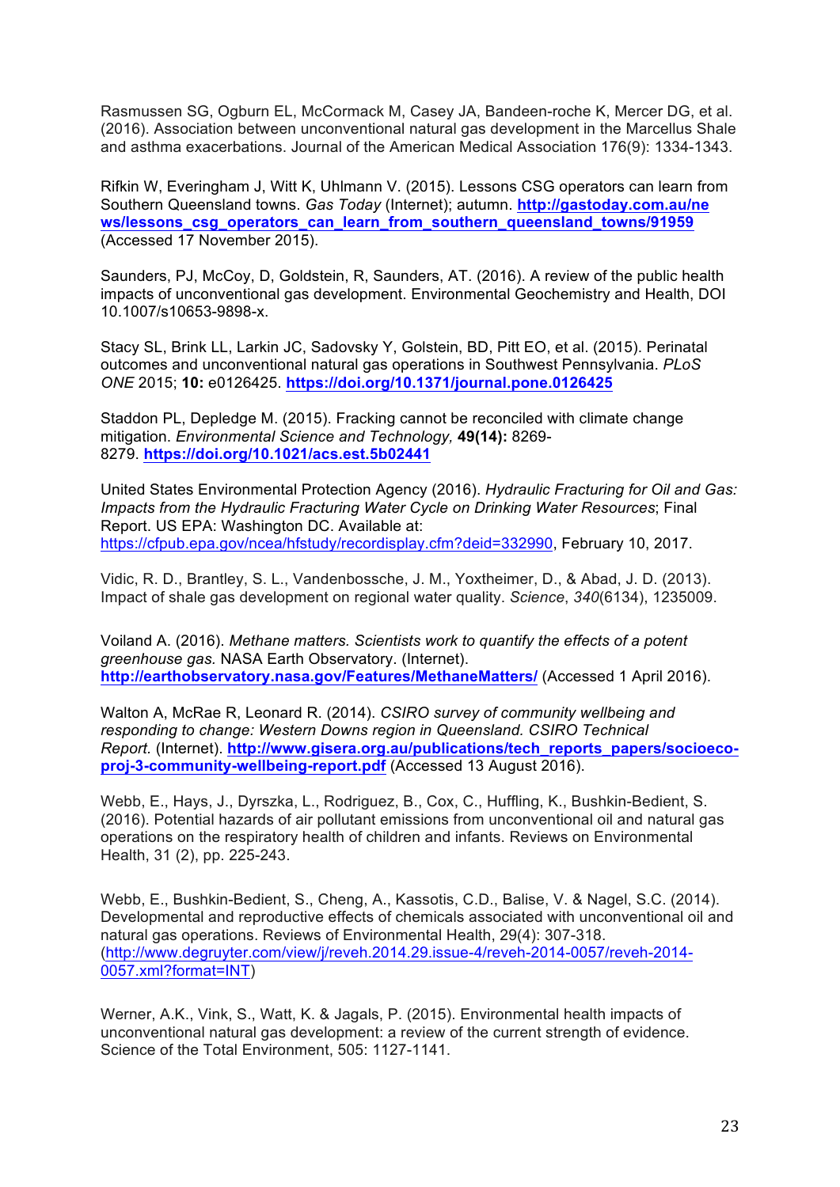Rasmussen SG, Ogburn EL, McCormack M, Casey JA, Bandeen-roche K, Mercer DG, et al. (2016). Association between unconventional natural gas development in the Marcellus Shale and asthma exacerbations. Journal of the American Medical Association 176(9): 1334-1343.

Rifkin W, Everingham J, Witt K, Uhlmann V. (2015). Lessons CSG operators can learn from Southern Queensland towns. *Gas Today* (Internet); autumn. **http://gastoday.com.au/news/lessons_csg_operators_can_learn_from_southern_queensland_towns/91959** (Accessed 17 November 2015).

Saunders, PJ, McCoy, D, Goldstein, R, Saunders, AT. (2016). A review of the public health impacts of unconventional gas development. Environmental Geochemistry and Health, DOI 10.1007/s10653-9898-x.

Stacy SL, Brink LL, Larkin JC, Sadovsky Y, Golstein, BD, Pitt EO, et al. (2015). Perinatal outcomes and unconventional natural gas operations in Southwest Pennsylvania. *PLoS ONE* 2015; **10:** e0126425. **https://doi.org/10.1371/journal.pone.0126425**

Staddon PL, Depledge M. (2015). Fracking cannot be reconciled with climate change mitigation. *Environmental Science and Technology,* **49(14):** 8269-8279. **https://doi.org/10.1021/acs.est.5b02441**

United States Environmental Protection Agency (2016). *Hydraulic Fracturing for Oil and Gas: Impacts from the Hydraulic Fracturing Water Cycle on Drinking Water Resources*; Final Report. US EPA: Washington DC. Available at: https://cfpub.epa.gov/ncea/hfstudy/recordisplay.cfm?deid=332990, February 10, 2017.

Vidic, R. D., Brantley, S. L., Vandenbossche, J. M., Yoxtheimer, D., & Abad, J. D. (2013). Impact of shale gas development on regional water quality. *Science*, *340*(6134), 1235009.

Voiland A. (2016). *Methane matters. Scientists work to quantify the effects of a potent greenhouse gas.* NASA Earth Observatory. (Internet). **http://earthobservatory.nasa.gov/Features/MethaneMatters/** (Accessed 1 April 2016).

Walton A, McRae R, Leonard R. (2014). *CSIRO survey of community wellbeing and responding to change: Western Downs region in Queensland. CSIRO Technical Report.* (Internet). **http://www.gisera.org.au/publications/tech_reports_papers/socioeco-proj-3-community-wellbeing-report.pdf** (Accessed 13 August 2016).

Webb, E., Hays, J., Dyrszka, L., Rodriguez, B., Cox, C., Huffling, K., Bushkin-Bedient, S. (2016). Potential hazards of air pollutant emissions from unconventional oil and natural gas operations on the respiratory health of children and infants. Reviews on Environmental Health, 31 (2), pp. 225-243.

Webb, E., Bushkin-Bedient, S., Cheng, A., Kassotis, C.D., Balise, V. & Nagel, S.C. (2014). Developmental and reproductive effects of chemicals associated with unconventional oil and natural gas operations. Reviews of Environmental Health, 29(4): 307-318. (http://www.degruyter.com/view/j/reveh.2014.29.issue-4/reveh-2014-0057/reveh-2014-0057.xml?format=INT)

Werner, A.K., Vink, S., Watt, K. & Jagals, P. (2015). Environmental health impacts of unconventional natural gas development: a review of the current strength of evidence. Science of the Total Environment, 505: 1127-1141.